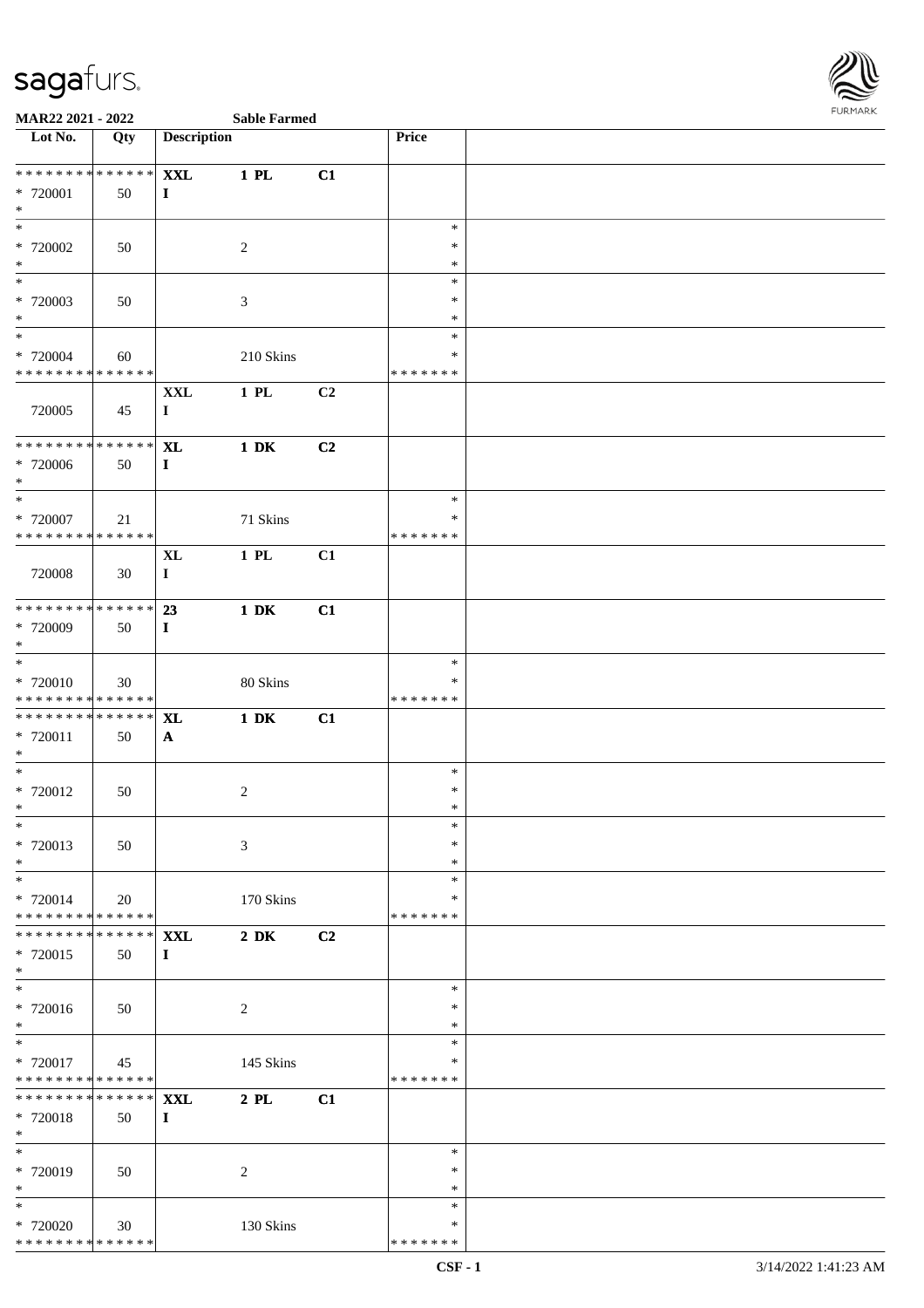**MAR22 2021 - 2022** **Sable Farmed**

| Lot No. | Qty | Description | | | Price | |
|---|---|---|---|---|---|---|
| * * * * * * * * * * * * * * | | **XXL** | **1 PL** | **C1** | | |
| * 720001 | 50 | **I** | | | | |
| * | | | | | | |
| * | | | | | * | |
| * 720002 | 50 | | 2 | | * | |
| * | | | | | * | |
| * | | | | | * | |
| * 720003 | 50 | | 3 | | * | |
| * | | | | | * | |
| * | | | | | * | |
| * 720004 | 60 | | 210 Skins | | * | |
| * * * * * * * * * * * * * * | | | | | * * * * * * * | |
| | | **XXL** | **1 PL** | **C2** | | |
| 720005 | 45 | **I** | | | | |
| * * * * * * * * * * * * * * | | **XL** | **1 DK** | **C2** | | |
| * 720006 | 50 | **I** | | | | |
| * | | | | | | |
| * | | | | | * | |
| * 720007 | 21 | | 71 Skins | | * | |
| * * * * * * * * * * * * * * | | | | | * * * * * * * | |
| | | **XL** | **1 PL** | **C1** | | |
| 720008 | 30 | **I** | | | | |
| * * * * * * * * * * * * * * | | **23** | **1 DK** | **C1** | | |
| * 720009 | 50 | **I** | | | | |
| * | | | | | | |
| * | | | | | * | |
| * 720010 | 30 | | 80 Skins | | * | |
| * * * * * * * * * * * * * * | | | | | * * * * * * * | |
| * * * * * * * * * * * * * * | | **XL** | **1 DK** | **C1** | | |
| * 720011 | 50 | **A** | | | | |
| * | | | | | | |
| * | | | | | * | |
| * 720012 | 50 | | 2 | | * | |
| * | | | | | * | |
| * | | | | | * | |
| * 720013 | 50 | | 3 | | * | |
| * | | | | | * | |
| * | | | | | * | |
| * 720014 | 20 | | 170 Skins | | * | |
| * * * * * * * * * * * * * * | | | | | * * * * * * * | |
| * * * * * * * * * * * * * * | | **XXL** | **2 DK** | **C2** | | |
| * 720015 | 50 | **I** | | | | |
| * | | | | | | |
| * | | | | | * | |
| * 720016 | 50 | | 2 | | * | |
| * | | | | | * | |
| * | | | | | * | |
| * 720017 | 45 | | 145 Skins | | * | |
| * * * * * * * * * * * * * * | | | | | * * * * * * * | |
| * * * * * * * * * * * * * * | | **XXL** | **2 PL** | **C1** | | |
| * 720018 | 50 | **I** | | | | |
| * | | | | | | |
| * | | | | | * | |
| * 720019 | 50 | | 2 | | * | |
| * | | | | | * | |
| * | | | | | * | |
| * 720020 | 30 | | 130 Skins | | * | |
| * * * * * * * * * * * * * * | | | | | * * * * * * * | |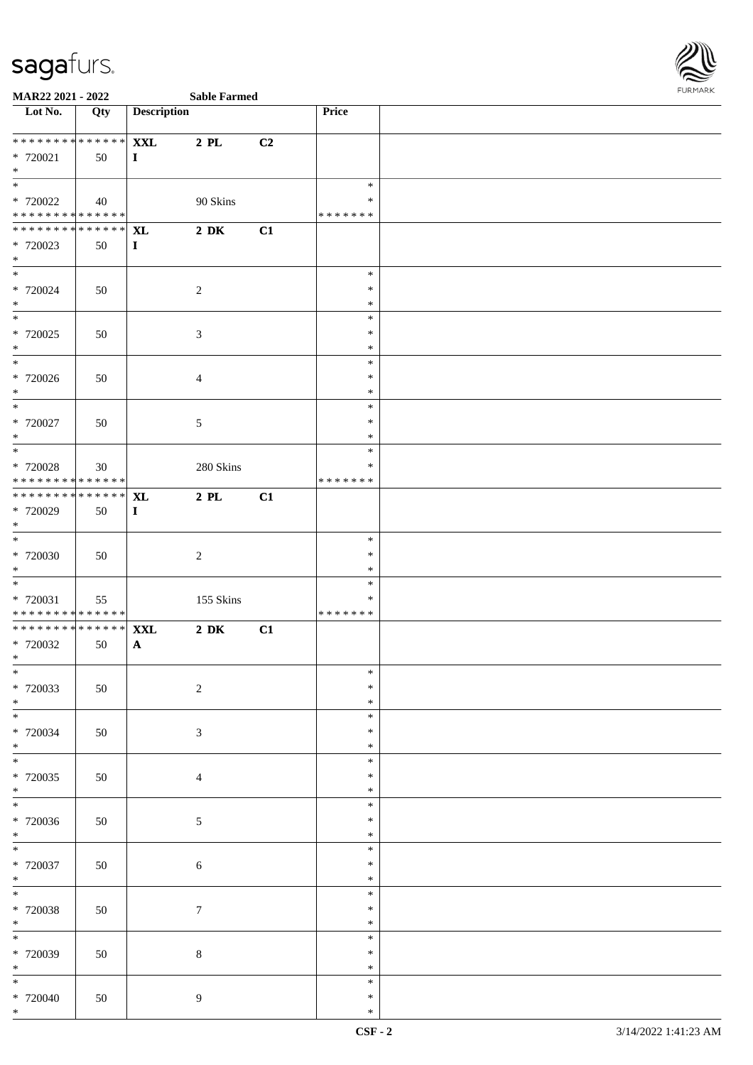**MAR22 2021 - 2022** **Sable Farmed**

| Lot No. | Qty | Description | | | Price | |
|---|---|---|---|---|---|---|
| * * * * * * * * * * * * * * | | **XXL** | **2 PL** | **C2** | | |
| * 720021 | 50 | **I** | | | | |
| * | | | | | | |
| * | | | | | * | |
| * 720022 | 40 | | 90 Skins | | * | |
| * * * * * * * * * * * * * * | | | | | * * * * * * * | |
| * * * * * * * * * * * * * * | | **XL** | **2 DK** | **C1** | | |
| * 720023 | 50 | **I** | | | | |
| * | | | | | | |
| * | | | | | * | |
| * 720024 | 50 | | 2 | | * | |
| * | | | | | * | |
| * | | | | | * | |
| * 720025 | 50 | | 3 | | * | |
| * | | | | | * | |
| * | | | | | * | |
| * 720026 | 50 | | 4 | | * | |
| * | | | | | * | |
| * | | | | | * | |
| * 720027 | 50 | | 5 | | * | |
| * | | | | | * | |
| * | | | | | * | |
| * 720028 | 30 | | 280 Skins | | * | |
| * * * * * * * * * * * * * * | | | | | * * * * * * * | |
| * * * * * * * * * * * * * * | | **XL** | **2 PL** | **C1** | | |
| * 720029 | 50 | **I** | | | | |
| * | | | | | | |
| * | | | | | * | |
| * 720030 | 50 | | 2 | | * | |
| * | | | | | * | |
| * | | | | | * | |
| * 720031 | 55 | | 155 Skins | | * | |
| * * * * * * * * * * * * * * | | | | | * * * * * * * | |
| * * * * * * * * * * * * * * | | **XXL** | **2 DK** | **C1** | | |
| * 720032 | 50 | **A** | | | | |
| * | | | | | | |
| * | | | | | * | |
| * 720033 | 50 | | 2 | | * | |
| * | | | | | * | |
| * | | | | | * | |
| * 720034 | 50 | | 3 | | * | |
| * | | | | | * | |
| * | | | | | * | |
| * 720035 | 50 | | 4 | | * | |
| * | | | | | * | |
| * | | | | | * | |
| * 720036 | 50 | | 5 | | * | |
| * | | | | | * | |
| * | | | | | * | |
| * 720037 | 50 | | 6 | | * | |
| * | | | | | * | |
| * | | | | | * | |
| * 720038 | 50 | | 7 | | * | |
| * | | | | | * | |
| * | | | | | * | |
| * 720039 | 50 | | 8 | | * | |
| * | | | | | * | |
| * | | | | | * | |
| * 720040 | 50 | | 9 | | * | |
| * | | | | | * | |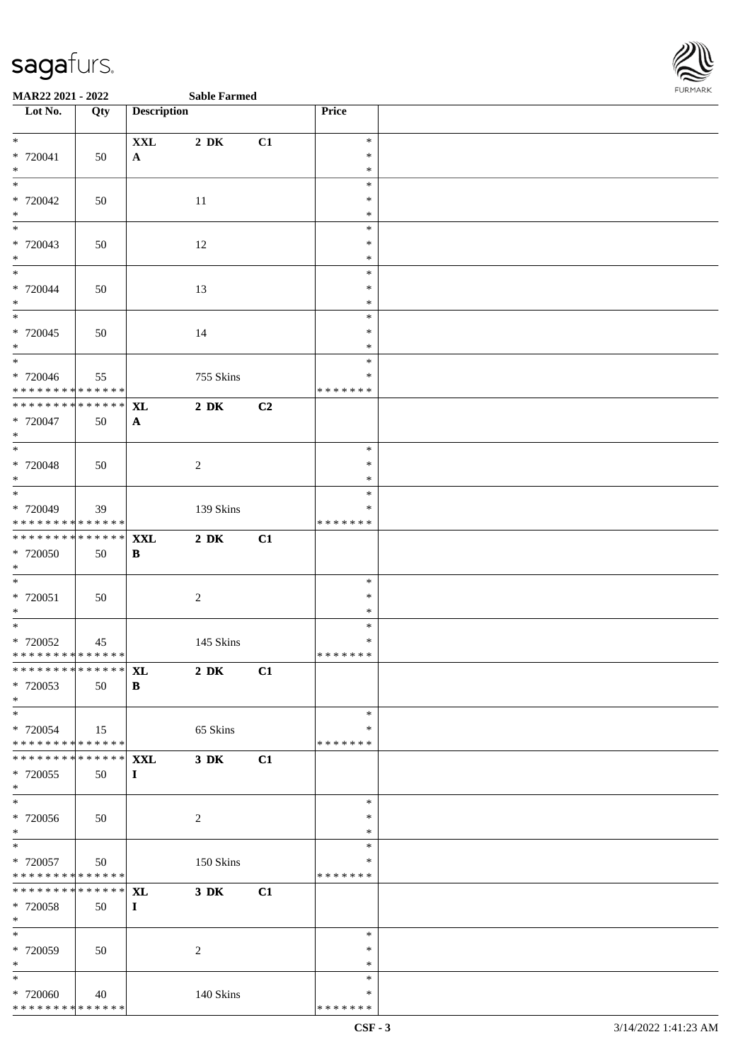**MAR22 2021 - 2022** **Sable Farmed**

| Lot No. | Qty | Description | | | Price | |
|---|---|---|---|---|---|---|
| * | | **XXL** | **2 DK** | **C1** | * | |
| * 720041 | 50 | **A** | | | * | |
| * | | | | | * | |
| * | | | | | * | |
| * 720042 | 50 | | 11 | | * | |
| * | | | | | * | |
| * | | | | | * | |
| * 720043 | 50 | | 12 | | * | |
| * | | | | | * | |
| * | | | | | * | |
| * 720044 | 50 | | 13 | | * | |
| * | | | | | * | |
| * | | | | | * | |
| * 720045 | 50 | | 14 | | * | |
| * | | | | | * | |
| * | | | | | * | |
| * 720046 | 55 | | 755 Skins | | * | |
| * * * * * * * * * * * * * * | | | | | * * * * * * * | |
| * * * * * * * * * * * * * * | | **XL** | **2 DK** | **C2** | | |
| * 720047 | 50 | **A** | | | | |
| * | | | | | | |
| * | | | | | * | |
| * 720048 | 50 | | 2 | | * | |
| * | | | | | * | |
| * | | | | | * | |
| * 720049 | 39 | | 139 Skins | | * | |
| * * * * * * * * * * * * * * | | | | | * * * * * * * | |
| * * * * * * * * * * * * * * | | **XXL** | **2 DK** | **C1** | | |
| * 720050 | 50 | **B** | | | | |
| * | | | | | | |
| * | | | | | * | |
| * 720051 | 50 | | 2 | | * | |
| * | | | | | * | |
| * | | | | | * | |
| * 720052 | 45 | | 145 Skins | | * | |
| * * * * * * * * * * * * * * | | | | | * * * * * * * | |
| * * * * * * * * * * * * * * | | **XL** | **2 DK** | **C1** | | |
| * 720053 | 50 | **B** | | | | |
| * | | | | | | |
| * | | | | | * | |
| * 720054 | 15 | | 65 Skins | | * | |
| * * * * * * * * * * * * * * | | | | | * * * * * * * | |
| * * * * * * * * * * * * * * | | **XXL** | **3 DK** | **C1** | | |
| * 720055 | 50 | **I** | | | | |
| * | | | | | | |
| * | | | | | * | |
| * 720056 | 50 | | 2 | | * | |
| * | | | | | * | |
| * | | | | | * | |
| * 720057 | 50 | | 150 Skins | | * | |
| * * * * * * * * * * * * * * | | | | | * * * * * * * | |
| * * * * * * * * * * * * * * | | **XL** | **3 DK** | **C1** | | |
| * 720058 | 50 | **I** | | | | |
| * | | | | | | |
| * | | | | | * | |
| * 720059 | 50 | | 2 | | * | |
| * | | | | | * | |
| * | | | | | * | |
| * 720060 | 40 | | 140 Skins | | * | |
| * * * * * * * * * * * * * * | | | | | * * * * * * * | |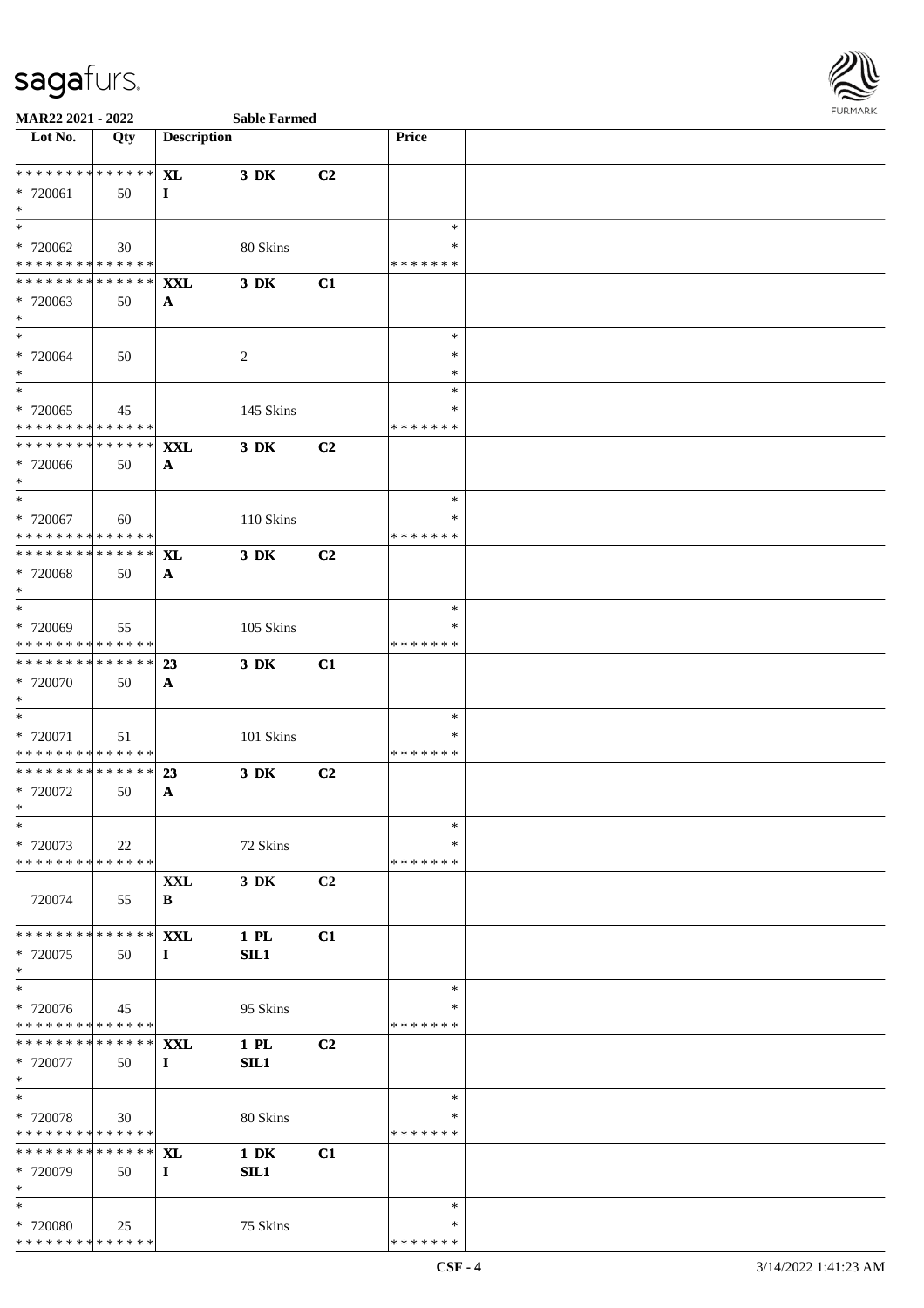**MAR22 2021 - 2022** **Sable Farmed**

| Lot No. | Qty | Description | | | Price | |
|---|---|---|---|---|---|---|
| * * * * * * * * * * * * * * | | **XL** | **3 DK** | **C2** | | |
| * 720061 | 50 | **I** | | | | |
| * | | | | | | |
| * | | | | | * | |
| * 720062 | 30 | | 80 Skins | | * | |
| * * * * * * * * * * * * * * | | | | | * * * * * * * | |
| * * * * * * * * * * * * * * | | **XXL** | **3 DK** | **C1** | | |
| * 720063 | 50 | **A** | | | | |
| * | | | | | | |
| * | | | | | * | |
| * 720064 | 50 | | 2 | | * | |
| * | | | | | * | |
| * | | | | | * | |
| * 720065 | 45 | | 145 Skins | | * | |
| * * * * * * * * * * * * * * | | | | | * * * * * * * | |
| * * * * * * * * * * * * * * | | **XXL** | **3 DK** | **C2** | | |
| * 720066 | 50 | **A** | | | | |
| * | | | | | | |
| * | | | | | * | |
| * 720067 | 60 | | 110 Skins | | * | |
| * * * * * * * * * * * * * * | | | | | * * * * * * * | |
| * * * * * * * * * * * * * * | | **XL** | **3 DK** | **C2** | | |
| * 720068 | 50 | **A** | | | | |
| * | | | | | | |
| * | | | | | * | |
| * 720069 | 55 | | 105 Skins | | * | |
| * * * * * * * * * * * * * * | | | | | * * * * * * * | |
| * * * * * * * * * * * * * * | | **23** | **3 DK** | **C1** | | |
| * 720070 | 50 | **A** | | | | |
| * | | | | | | |
| * | | | | | * | |
| * 720071 | 51 | | 101 Skins | | * | |
| * * * * * * * * * * * * * * | | | | | * * * * * * * | |
| * * * * * * * * * * * * * * | | **23** | **3 DK** | **C2** | | |
| * 720072 | 50 | **A** | | | | |
| * | | | | | | |
| * | | | | | * | |
| * 720073 | 22 | | 72 Skins | | * | |
| * * * * * * * * * * * * * * | | | | | * * * * * * * | |
| | | **XXL** | **3 DK** | **C2** | | |
| 720074 | 55 | **B** | | | | |
| * * * * * * * * * * * * * * | | **XXL** | **1 PL** | **C1** | | |
| * 720075 | 50 | **I** | **SIL1** | | | |
| * | | | | | | |
| * | | | | | * | |
| * 720076 | 45 | | 95 Skins | | * | |
| * * * * * * * * * * * * * * | | | | | * * * * * * * | |
| * * * * * * * * * * * * * * | | **XXL** | **1 PL** | **C2** | | |
| * 720077 | 50 | **I** | **SIL1** | | | |
| * | | | | | | |
| * | | | | | * | |
| * 720078 | 30 | | 80 Skins | | * | |
| * * * * * * * * * * * * * * | | | | | * * * * * * * | |
| * * * * * * * * * * * * * * | | **XL** | **1 DK** | **C1** | | |
| * 720079 | 50 | **I** | **SIL1** | | | |
| * | | | | | | |
| * | | | | | * | |
| * 720080 | 25 | | 75 Skins | | * | |
| * * * * * * * * * * * * * * | | | | | * * * * * * * | |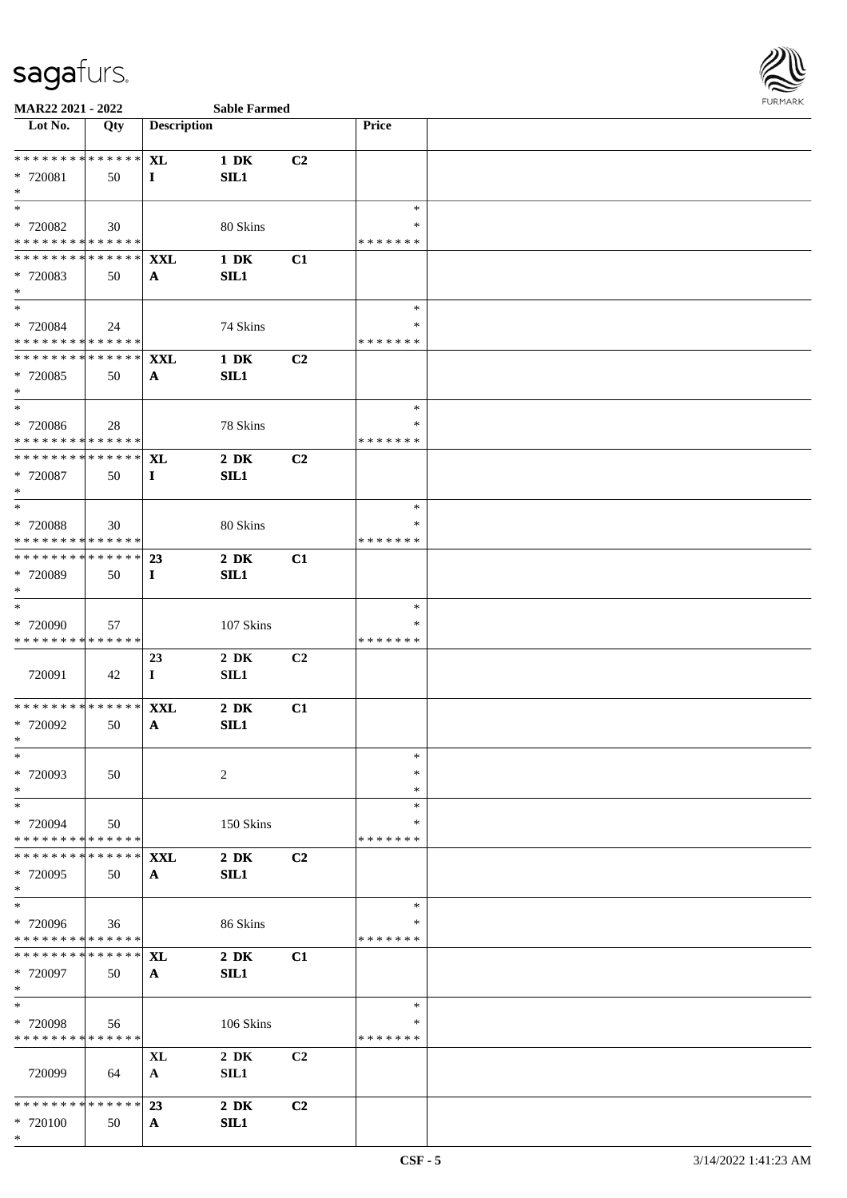MAR22 2021 - 2022 Sable Farmed

| Lot No. | Qty | Description | | | Price | |
|---|---|---|---|---|---|---|
| * * * * * * * * * * * * * * | | XL | 1 DK | C2 | | |
| * 720081 | 50 | I | SIL1 | | | |
| * | | | | | | |
| * | | | | | * | |
| * 720082 | 30 | | 80 Skins | | * | |
| * * * * * * * * * * * * * * | | | | | * * * * * * * | |
| * * * * * * * * * * * * * * | | XXL | 1 DK | C1 | | |
| * 720083 | 50 | A | SIL1 | | | |
| * | | | | | | |
| * | | | | | * | |
| * 720084 | 24 | | 74 Skins | | * | |
| * * * * * * * * * * * * * * | | | | | * * * * * * * | |
| * * * * * * * * * * * * * * | | XXL | 1 DK | C2 | | |
| * 720085 | 50 | A | SIL1 | | | |
| * | | | | | | |
| * | | | | | * | |
| * 720086 | 28 | | 78 Skins | | * | |
| * * * * * * * * * * * * * * | | | | | * * * * * * * | |
| * * * * * * * * * * * * * * | | XL | 2 DK | C2 | | |
| * 720087 | 50 | I | SIL1 | | | |
| * | | | | | | |
| * | | | | | * | |
| * 720088 | 30 | | 80 Skins | | * | |
| * * * * * * * * * * * * * * | | | | | * * * * * * * | |
| * * * * * * * * * * * * * * | | 23 | 2 DK | C1 | | |
| * 720089 | 50 | I | SIL1 | | | |
| * | | | | | | |
| * | | | | | * | |
| * 720090 | 57 | | 107 Skins | | * | |
| * * * * * * * * * * * * * * | | | | | * * * * * * * | |
| | | 23 | 2 DK | C2 | | |
| 720091 | 42 | I | SIL1 | | | |
| * * * * * * * * * * * * * * | | XXL | 2 DK | C1 | | |
| * 720092 | 50 | A | SIL1 | | | |
| * | | | | | | |
| * | | | | | * | |
| * 720093 | 50 | | 2 | | * | |
| * | | | | | * | |
| * | | | | | * | |
| * 720094 | 50 | | 150 Skins | | * | |
| * * * * * * * * * * * * * * | | | | | * * * * * * * | |
| * * * * * * * * * * * * * * | | XXL | 2 DK | C2 | | |
| * 720095 | 50 | A | SIL1 | | | |
| * | | | | | | |
| * | | | | | * | |
| * 720096 | 36 | | 86 Skins | | * | |
| * * * * * * * * * * * * * * | | | | | * * * * * * * | |
| * * * * * * * * * * * * * * | | XL | 2 DK | C1 | | |
| * 720097 | 50 | A | SIL1 | | | |
| * | | | | | | |
| * | | | | | * | |
| * 720098 | 56 | | 106 Skins | | * | |
| * * * * * * * * * * * * * * | | | | | * * * * * * * | |
| | | XL | 2 DK | C2 | | |
| 720099 | 64 | A | SIL1 | | | |
| * * * * * * * * * * * * * * | | 23 | 2 DK | C2 | | |
| * 720100 | 50 | A | SIL1 | | | |
| * | | | | | | |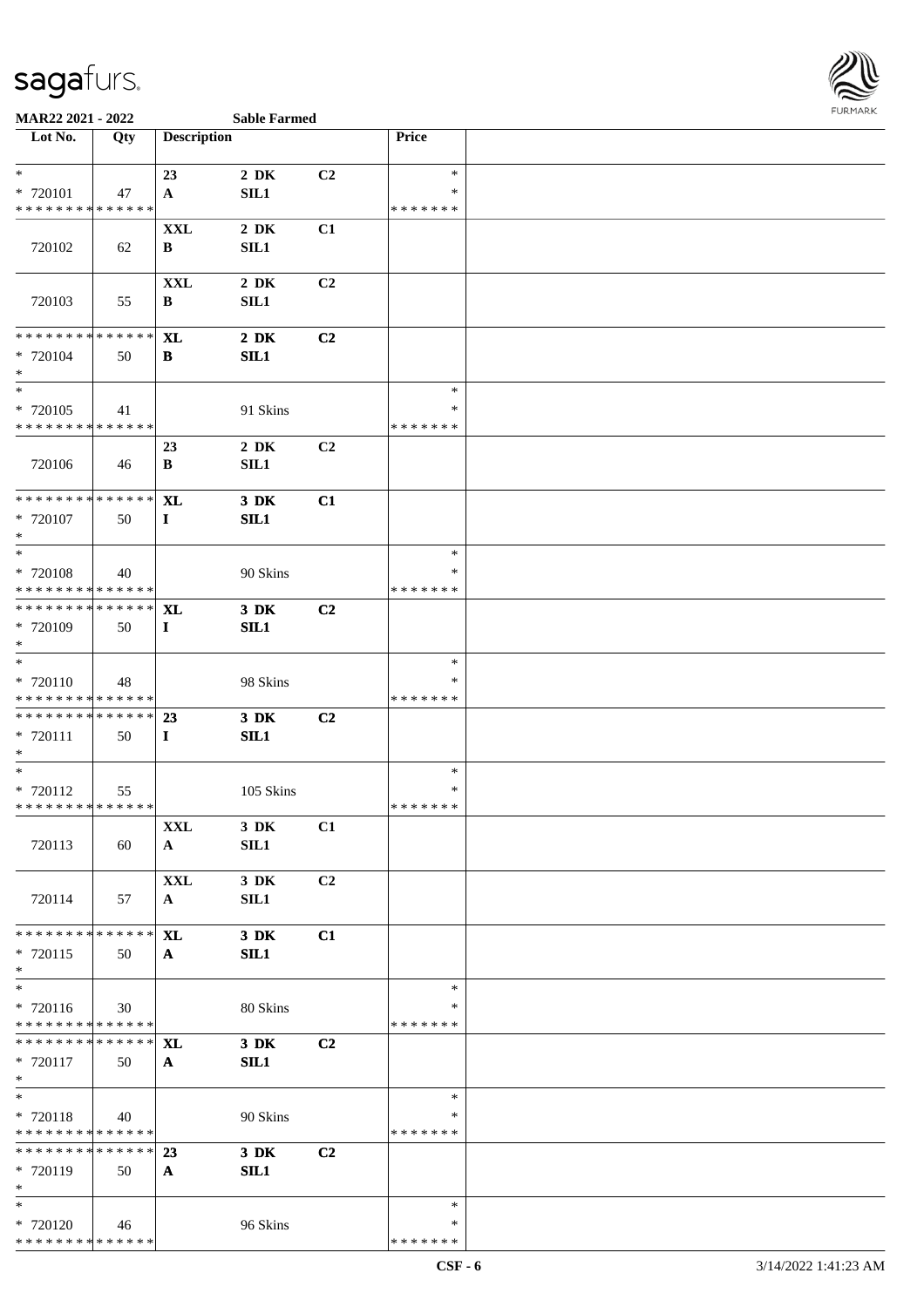**MAR22 2021 - 2022** **Sable Farmed**

| Lot No. | Qty | Description | | | Price |
|---|---|---|---|---|---|
| * | | 23 | 2 DK | C2 | * |
| * 720101 | 47 | A | SIL1 | | * |
| * * * * * * * * * * * * * * | | | | | * * * * * * * |
| 720102 | 62 | XXL<br>B | 2 DK<br>SIL1 | C1 | |
| 720103 | 55 | XXL<br>B | 2 DK<br>SIL1 | C2 | |
| * * * * * * * * * * * * * * | | XL | 2 DK | C2 | |
| * 720104 | 50 | B | SIL1 | | |
| * | | | | | |
| * | | | | | * |
| * 720105 | 41 | | 91 Skins | | * |
| * * * * * * * * * * * * * * | | | | | * * * * * * * |
| 720106 | 46 | 23<br>B | 2 DK<br>SIL1 | C2 | |
| * * * * * * * * * * * * * * | | XL | 3 DK | C1 | |
| * 720107 | 50 | I | SIL1 | | |
| * | | | | | |
| * | | | | | * |
| * 720108 | 40 | | 90 Skins | | * |
| * * * * * * * * * * * * * * | | | | | * * * * * * * |
| * * * * * * * * * * * * * * | | XL | 3 DK | C2 | |
| * 720109 | 50 | I | SIL1 | | |
| * | | | | | |
| * | | | | | * |
| * 720110 | 48 | | 98 Skins | | * |
| * * * * * * * * * * * * * * | | | | | * * * * * * * |
| * * * * * * * * * * * * * * | | 23 | 3 DK | C2 | |
| * 720111 | 50 | I | SIL1 | | |
| * | | | | | |
| * | | | | | * |
| * 720112 | 55 | | 105 Skins | | * |
| * * * * * * * * * * * * * * | | | | | * * * * * * * |
| 720113 | 60 | XXL<br>A | 3 DK<br>SIL1 | C1 | |
| 720114 | 57 | XXL<br>A | 3 DK<br>SIL1 | C2 | |
| * * * * * * * * * * * * * * | | XL | 3 DK | C1 | |
| * 720115 | 50 | A | SIL1 | | |
| * | | | | | |
| * | | | | | * |
| * 720116 | 30 | | 80 Skins | | * |
| * * * * * * * * * * * * * * | | | | | * * * * * * * |
| * * * * * * * * * * * * * * | | XL | 3 DK | C2 | |
| * 720117 | 50 | A | SIL1 | | |
| * | | | | | |
| * | | | | | * |
| * 720118 | 40 | | 90 Skins | | * |
| * * * * * * * * * * * * * * | | | | | * * * * * * * |
| * * * * * * * * * * * * * * | | 23 | 3 DK | C2 | |
| * 720119 | 50 | A | SIL1 | | |
| * | | | | | |
| * | | | | | * |
| * 720120 | 46 | | 96 Skins | | * |
| * * * * * * * * * * * * * * | | | | | * * * * * * * |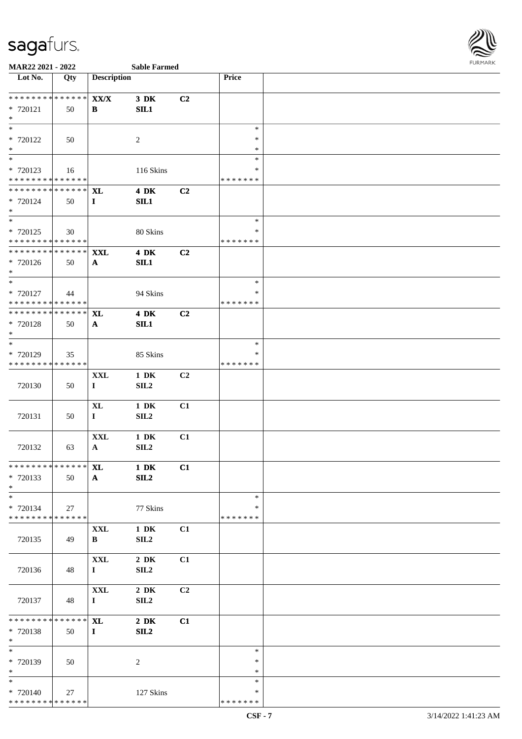MAR22 2021 - 2022 Sable Farmed

| Lot No. | Qty | Description | | | Price | |
|---|---|---|---|---|---|---|
| ************** | | XX/X | 3 DK | C2 | | |
| * 720121 | 50 | B | SIL1 | | | |
| * | | | | | | |
| * | | | | | * | |
| * 720122 | 50 | | 2 | | * | |
| * | | | | | * | |
| * | | | | | * | |
| * 720123 | 16 | | 116 Skins | | * | |
| ************** | | | | | ******* | |
| ************** | | XL | 4 DK | C2 | | |
| * 720124 | 50 | I | SIL1 | | | |
| * | | | | | | |
| * | | | | | * | |
| * 720125 | 30 | | 80 Skins | | * | |
| ************** | | | | | ******* | |
| ************** | | XXL | 4 DK | C2 | | |
| * 720126 | 50 | A | SIL1 | | | |
| * | | | | | | |
| * | | | | | * | |
| * 720127 | 44 | | 94 Skins | | * | |
| ************** | | | | | ******* | |
| ************** | | XL | 4 DK | C2 | | |
| * 720128 | 50 | A | SIL1 | | | |
| * | | | | | | |
| * | | | | | * | |
| * 720129 | 35 | | 85 Skins | | * | |
| ************** | | | | | ******* | |
| | | XXL | 1 DK | C2 | | |
| 720130 | 50 | I | SIL2 | | | |
| | | XL | 1 DK | C1 | | |
| 720131 | 50 | I | SIL2 | | | |
| | | XXL | 1 DK | C1 | | |
| 720132 | 63 | A | SIL2 | | | |
| ************** | | XL | 1 DK | C1 | | |
| * 720133 | 50 | A | SIL2 | | | |
| * | | | | | | |
| * | | | | | * | |
| * 720134 | 27 | | 77 Skins | | * | |
| ************** | | | | | ******* | |
| | | XXL | 1 DK | C1 | | |
| 720135 | 49 | B | SIL2 | | | |
| | | XXL | 2 DK | C1 | | |
| 720136 | 48 | I | SIL2 | | | |
| | | XXL | 2 DK | C2 | | |
| 720137 | 48 | I | SIL2 | | | |
| ************** | | XL | 2 DK | C1 | | |
| * 720138 | 50 | I | SIL2 | | | |
| * | | | | | | |
| * | | | | | * | |
| * 720139 | 50 | | 2 | | * | |
| * | | | | | * | |
| * | | | | | * | |
| * 720140 | 27 | | 127 Skins | | * | |
| ************** | | | | | ******* | |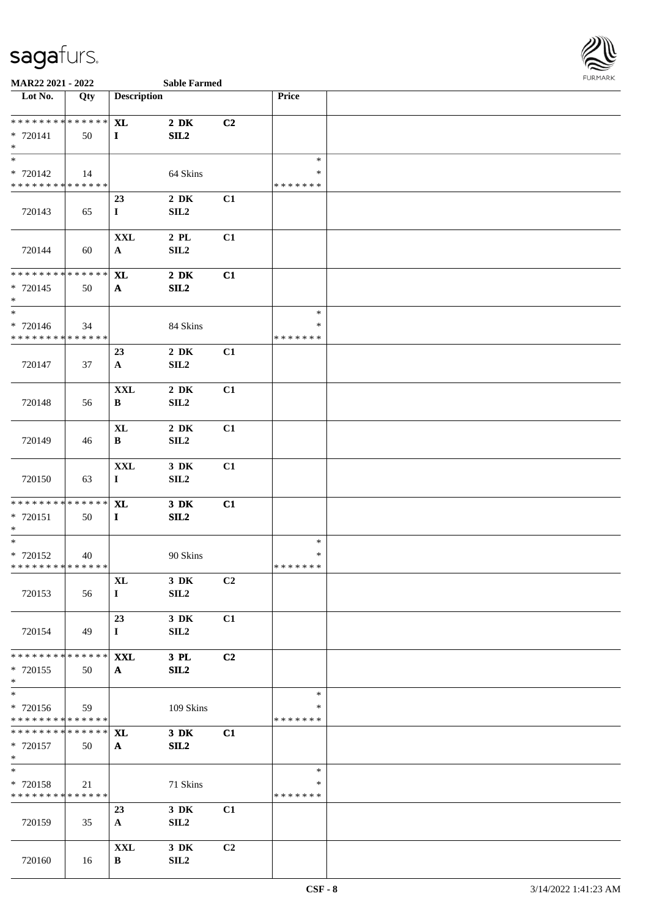| Lot No. | Qty | Description | | | Price | |
|---|---|---|---|---|---|---|
| ************** | | XL | 2 DK | C2 | | |
| * 720141 | 50 | I | SIL2 | | | |
| * | | | | | | |
| * | | | | | * | |
| * 720142 | 14 | | 64 Skins | | * | |
| ************** | | | | | ******* | |
| | | 23 | 2 DK | C1 | | |
| 720143 | 65 | I | SIL2 | | | |
| | | XXL | 2 PL | C1 | | |
| 720144 | 60 | A | SIL2 | | | |
| ************** | | XL | 2 DK | C1 | | |
| * 720145 | 50 | A | SIL2 | | | |
| * | | | | | | |
| * | | | | | * | |
| * 720146 | 34 | | 84 Skins | | * | |
| ************** | | | | | ******* | |
| | | 23 | 2 DK | C1 | | |
| 720147 | 37 | A | SIL2 | | | |
| | | XXL | 2 DK | C1 | | |
| 720148 | 56 | B | SIL2 | | | |
| | | XL | 2 DK | C1 | | |
| 720149 | 46 | B | SIL2 | | | |
| | | XXL | 3 DK | C1 | | |
| 720150 | 63 | I | SIL2 | | | |
| ************** | | XL | 3 DK | C1 | | |
| * 720151 | 50 | I | SIL2 | | | |
| * | | | | | | |
| * | | | | | * | |
| * 720152 | 40 | | 90 Skins | | * | |
| ************** | | | | | ******* | |
| | | XL | 3 DK | C2 | | |
| 720153 | 56 | I | SIL2 | | | |
| | | 23 | 3 DK | C1 | | |
| 720154 | 49 | I | SIL2 | | | |
| ************** | | XXL | 3 PL | C2 | | |
| * 720155 | 50 | A | SIL2 | | | |
| * | | | | | | |
| * | | | | | * | |
| * 720156 | 59 | | 109 Skins | | * | |
| ************** | | | | | ******* | |
| ************** | | XL | 3 DK | C1 | | |
| * 720157 | 50 | A | SIL2 | | | |
| * | | | | | | |
| * | | | | | * | |
| * 720158 | 21 | | 71 Skins | | * | |
| ************** | | | | | ******* | |
| | | 23 | 3 DK | C1 | | |
| 720159 | 35 | A | SIL2 | | | |
| | | XXL | 3 DK | C2 | | |
| 720160 | 16 | B | SIL2 | | | |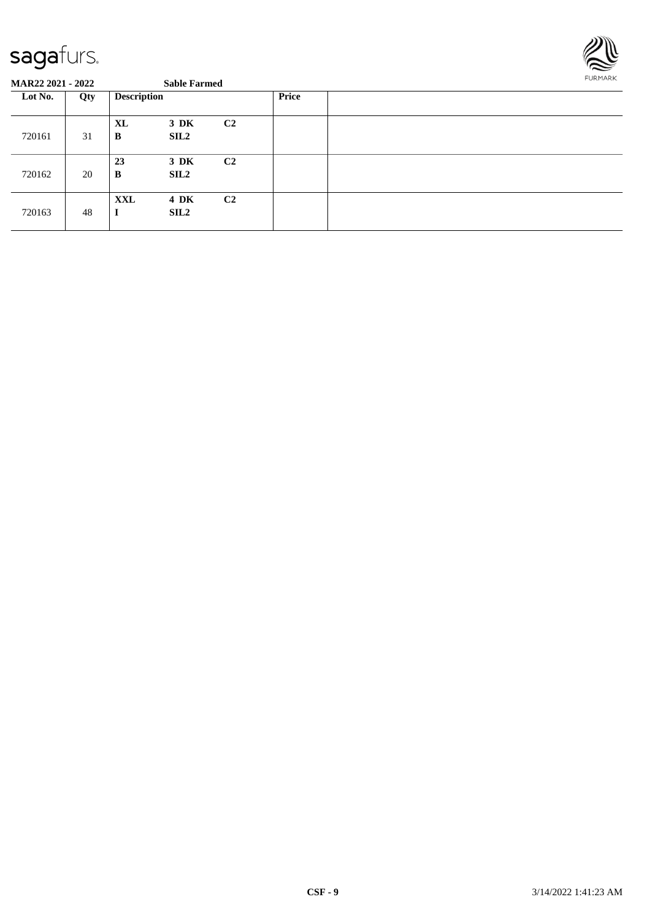**MAR22 2021 - 2022** **Sable Farmed**

| Lot No. | Qty | Description | | | Price | |
|---|---|---|---|---|---|---|
| 720161 | 31 | **XL** **B** | **3 DK** **SIL2** | **C2** | | |
| 720162 | 20 | **23** **B** | **3 DK** **SIL2** | **C2** | | |
| 720163 | 48 | **XXL** **I** | **4 DK** **SIL2** | **C2** | | |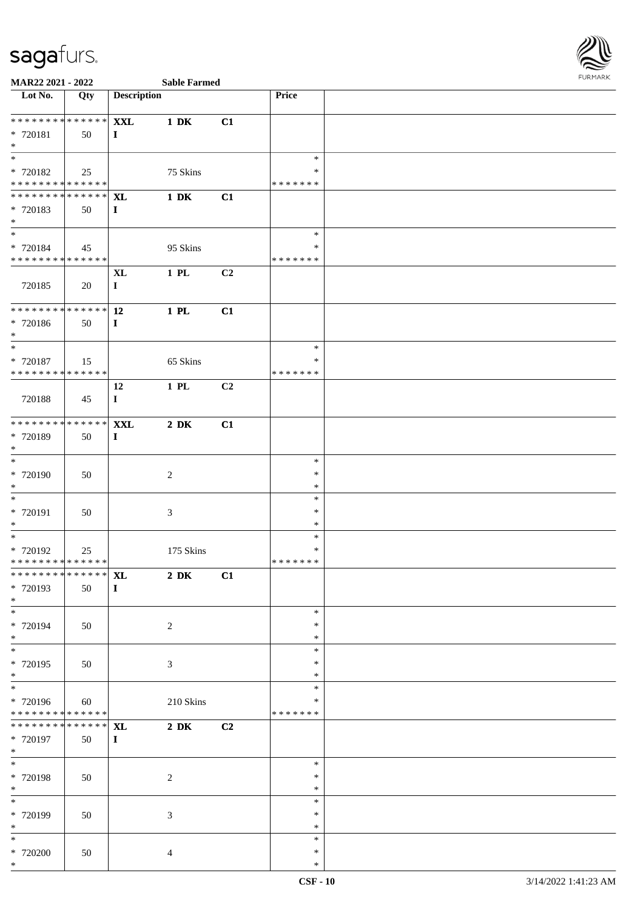MAR22 2021 - 2022 Sable Farmed

| Lot No. | Qty | Description | | | Price | |
|---|---|---|---|---|---|---|
| * * * * * * * * * * * * * * | | XXL | 1 DK | C1 | | |
| * 720181 | 50 | I | | | | |
| * | | | | | | |
| * | | | | | * | |
| * 720182 | 25 | | 75 Skins | | * | |
| * * * * * * * * * * * * * * | | | | | * * * * * * * | |
| * * * * * * * * * * * * * * | | XL | 1 DK | C1 | | |
| * 720183 | 50 | I | | | | |
| * | | | | | | |
| * | | | | | * | |
| * 720184 | 45 | | 95 Skins | | * | |
| * * * * * * * * * * * * * * | | | | | * * * * * * * | |
| | | XL | 1 PL | C2 | | |
| 720185 | 20 | I | | | | |
| * * * * * * * * * * * * * * | | 12 | 1 PL | C1 | | |
| * 720186 | 50 | I | | | | |
| * | | | | | | |
| * | | | | | * | |
| * 720187 | 15 | | 65 Skins | | * | |
| * * * * * * * * * * * * * * | | | | | * * * * * * * | |
| | | 12 | 1 PL | C2 | | |
| 720188 | 45 | I | | | | |
| * * * * * * * * * * * * * * | | XXL | 2 DK | C1 | | |
| * 720189 | 50 | I | | | | |
| * | | | | | | |
| * | | | | | * | |
| * 720190 | 50 | | 2 | | * | |
| * | | | | | * | |
| * | | | | | * | |
| * 720191 | 50 | | 3 | | * | |
| * | | | | | * | |
| * | | | | | * | |
| * 720192 | 25 | | 175 Skins | | * | |
| * * * * * * * * * * * * * * | | | | | * * * * * * * | |
| * * * * * * * * * * * * * * | | XL | 2 DK | C1 | | |
| * 720193 | 50 | I | | | | |
| * | | | | | | |
| * | | | | | * | |
| * 720194 | 50 | | 2 | | * | |
| * | | | | | * | |
| * | | | | | * | |
| * 720195 | 50 | | 3 | | * | |
| * | | | | | * | |
| * | | | | | * | |
| * 720196 | 60 | | 210 Skins | | * | |
| * * * * * * * * * * * * * * | | | | | * * * * * * * | |
| * * * * * * * * * * * * * * | | XL | 2 DK | C2 | | |
| * 720197 | 50 | I | | | | |
| * | | | | | | |
| * | | | | | * | |
| * 720198 | 50 | | 2 | | * | |
| * | | | | | * | |
| * | | | | | * | |
| * 720199 | 50 | | 3 | | * | |
| * | | | | | * | |
| * | | | | | * | |
| * 720200 | 50 | | 4 | | * | |
| * | | | | | * | |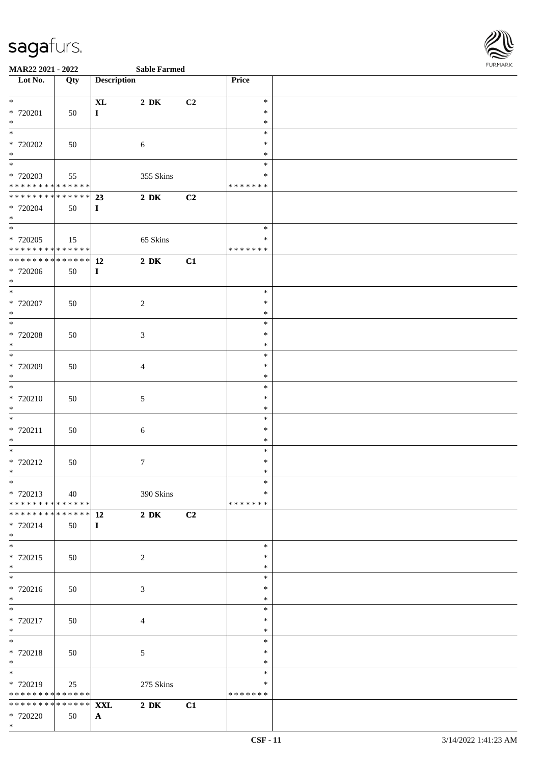**MAR22 2021 - 2022** **Sable Farmed**

| Lot No. | Qty | Description | | | Price | |
|---|---|---|---|---|---|---|
| * | | **XL** | **2 DK** | **C2** | * | |
| * 720201 | 50 | **I** | | | * | |
| * | | | | | * | |
| * | | | | | * | |
| * 720202 | 50 | | 6 | | * | |
| * | | | | | * | |
| * | | | | | * | |
| * 720203 | 55 | | 355 Skins | | * | |
| * * * * * * * * * * * * * * | | | | | * * * * * * * | |
| * * * * * * * * * * * * * * | | **23** | **2 DK** | **C2** | | |
| * 720204 | 50 | **I** | | | | |
| * | | | | | | |
| * | | | | | * | |
| * 720205 | 15 | | 65 Skins | | * | |
| * * * * * * * * * * * * * * | | | | | * * * * * * * | |
| * * * * * * * * * * * * * * | | **12** | **2 DK** | **C1** | | |
| * 720206 | 50 | **I** | | | | |
| * | | | | | | |
| * | | | | | * | |
| * 720207 | 50 | | 2 | | * | |
| * | | | | | * | |
| * | | | | | * | |
| * 720208 | 50 | | 3 | | * | |
| * | | | | | * | |
| * | | | | | * | |
| * 720209 | 50 | | 4 | | * | |
| * | | | | | * | |
| * | | | | | * | |
| * 720210 | 50 | | 5 | | * | |
| * | | | | | * | |
| * | | | | | * | |
| * 720211 | 50 | | 6 | | * | |
| * | | | | | * | |
| * | | | | | * | |
| * 720212 | 50 | | 7 | | * | |
| * | | | | | * | |
| * | | | | | * | |
| * 720213 | 40 | | 390 Skins | | * | |
| * * * * * * * * * * * * * * | | | | | * * * * * * * | |
| * * * * * * * * * * * * * * | | **12** | **2 DK** | **C2** | | |
| * 720214 | 50 | **I** | | | | |
| * | | | | | | |
| * | | | | | * | |
| * 720215 | 50 | | 2 | | * | |
| * | | | | | * | |
| * | | | | | * | |
| * 720216 | 50 | | 3 | | * | |
| * | | | | | * | |
| * | | | | | * | |
| * 720217 | 50 | | 4 | | * | |
| * | | | | | * | |
| * | | | | | * | |
| * 720218 | 50 | | 5 | | * | |
| * | | | | | * | |
| * | | | | | * | |
| * 720219 | 25 | | 275 Skins | | * | |
| * * * * * * * * * * * * * * | | | | | * * * * * * * | |
| * * * * * * * * * * * * * * | | **XXL** | **2 DK** | **C1** | | |
| * 720220 | 50 | **A** | | | | |
| * | | | | | | |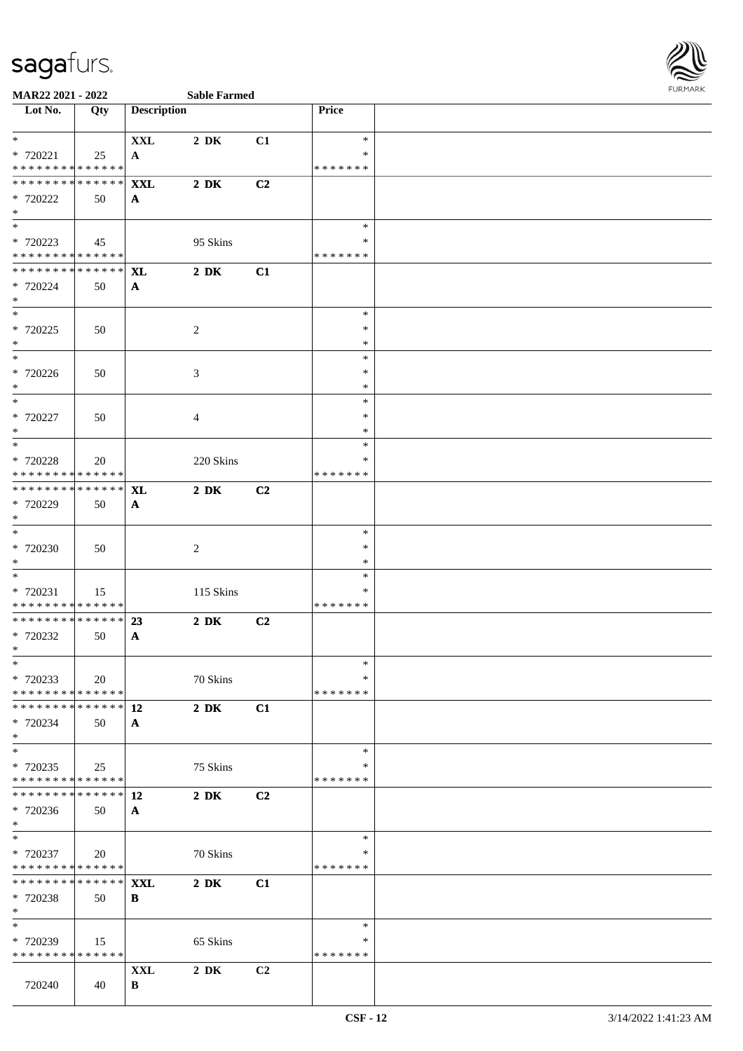**MAR22 2021 - 2022** **Sable Farmed**

| Lot No. | Qty | Description | | | Price | |
|---|---|---|---|---|---|---|
| * | | **XXL** | **2 DK** | **C1** | * | |
| * 720221 | 25 | **A** | | | * | |
| * * * * * * * * * * * * * * | | | | | * * * * * * * | |
| * * * * * * * * * * * * * * | | **XXL** | **2 DK** | **C2** | | |
| * 720222 | 50 | **A** | | | | |
| * | | | | | | |
| * | | | | | * | |
| * 720223 | 45 | | 95 Skins | | * | |
| * * * * * * * * * * * * * * | | | | | * * * * * * * | |
| * * * * * * * * * * * * * * | | **XL** | **2 DK** | **C1** | | |
| * 720224 | 50 | **A** | | | | |
| * | | | | | | |
| * | | | | | * | |
| * 720225 | 50 | | 2 | | * | |
| * | | | | | * | |
| * | | | | | * | |
| * 720226 | 50 | | 3 | | * | |
| * | | | | | * | |
| * | | | | | * | |
| * 720227 | 50 | | 4 | | * | |
| * | | | | | * | |
| * | | | | | * | |
| * 720228 | 20 | | 220 Skins | | * | |
| * * * * * * * * * * * * * * | | | | | * * * * * * * | |
| * * * * * * * * * * * * * * | | **XL** | **2 DK** | **C2** | | |
| * 720229 | 50 | **A** | | | | |
| * | | | | | | |
| * | | | | | * | |
| * 720230 | 50 | | 2 | | * | |
| * | | | | | * | |
| * | | | | | * | |
| * 720231 | 15 | | 115 Skins | | * | |
| * * * * * * * * * * * * * * | | | | | * * * * * * * | |
| * * * * * * * * * * * * * * | | **23** | **2 DK** | **C2** | | |
| * 720232 | 50 | **A** | | | | |
| * | | | | | | |
| * | | | | | * | |
| * 720233 | 20 | | 70 Skins | | * | |
| * * * * * * * * * * * * * * | | | | | * * * * * * * | |
| * * * * * * * * * * * * * * | | **12** | **2 DK** | **C1** | | |
| * 720234 | 50 | **A** | | | | |
| * | | | | | | |
| * | | | | | * | |
| * 720235 | 25 | | 75 Skins | | * | |
| * * * * * * * * * * * * * * | | | | | * * * * * * * | |
| * * * * * * * * * * * * * * | | **12** | **2 DK** | **C2** | | |
| * 720236 | 50 | **A** | | | | |
| * | | | | | | |
| * | | | | | * | |
| * 720237 | 20 | | 70 Skins | | * | |
| * * * * * * * * * * * * * * | | | | | * * * * * * * | |
| * * * * * * * * * * * * * * | | **XXL** | **2 DK** | **C1** | | |
| * 720238 | 50 | **B** | | | | |
| * | | | | | | |
| * | | | | | * | |
| * 720239 | 15 | | 65 Skins | | * | |
| * * * * * * * * * * * * * * | | | | | * * * * * * * | |
| | | **XXL** | **2 DK** | **C2** | | |
| 720240 | 40 | **B** | | | | |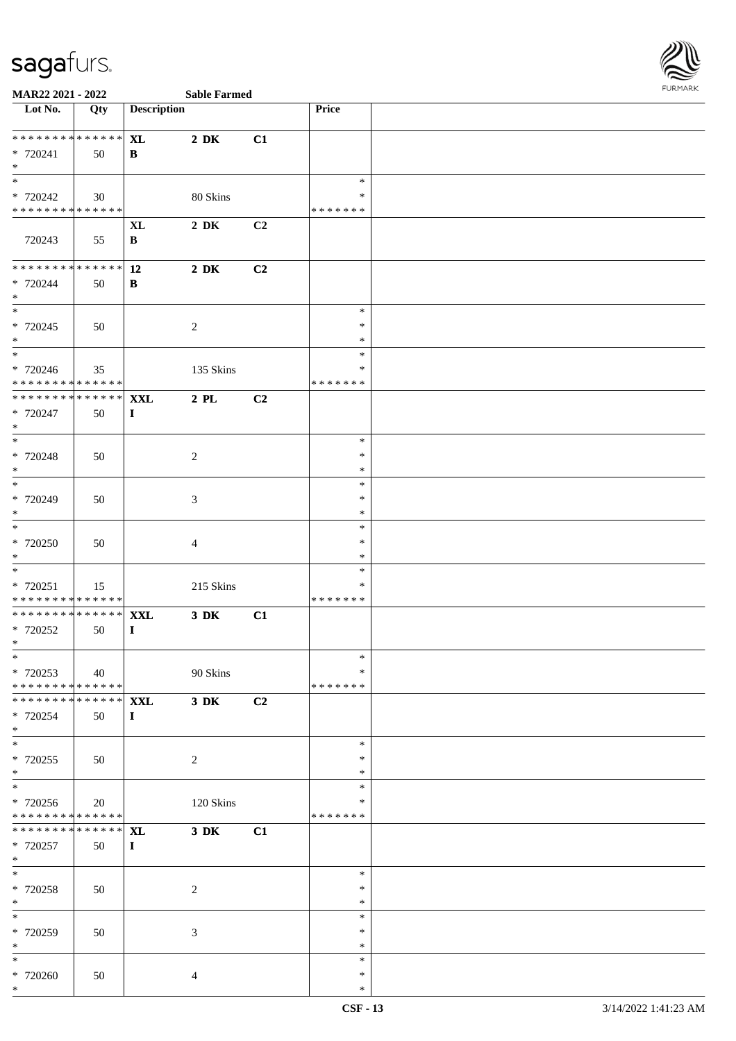MAR22 2021 - 2022 | Sable Farmed

| Lot No. | Qty | Description | | | Price | |
|---|---|---|---|---|---|---|
| * * * * * * * * * * * * * * | | XL | 2 DK | C1 | | |
| * 720241 | 50 | B | | | | |
| * | | | | | | |
| * | | | | | * | |
| * 720242 | 30 | | 80 Skins | | * | |
| * * * * * * * * * * * * * * | | | | | * * * * * * * | |
| | | XL | 2 DK | C2 | | |
| 720243 | 55 | B | | | | |
| * * * * * * * * * * * * * * | | 12 | 2 DK | C2 | | |
| * 720244 | 50 | B | | | | |
| * | | | | | | |
| * | | | | | * | |
| * 720245 | 50 | | 2 | | * | |
| * | | | | | * | |
| * | | | | | * | |
| * 720246 | 35 | | 135 Skins | | * | |
| * * * * * * * * * * * * * * | | | | | * * * * * * * | |
| * * * * * * * * * * * * * * | | XXL | 2 PL | C2 | | |
| * 720247 | 50 | I | | | | |
| * | | | | | | |
| * | | | | | * | |
| * 720248 | 50 | | 2 | | * | |
| * | | | | | * | |
| * | | | | | * | |
| * 720249 | 50 | | 3 | | * | |
| * | | | | | * | |
| * | | | | | * | |
| * 720250 | 50 | | 4 | | * | |
| * | | | | | * | |
| * | | | | | * | |
| * 720251 | 15 | | 215 Skins | | * | |
| * * * * * * * * * * * * * * | | | | | * * * * * * * | |
| * * * * * * * * * * * * * * | | XXL | 3 DK | C1 | | |
| * 720252 | 50 | I | | | | |
| * | | | | | | |
| * | | | | | * | |
| * 720253 | 40 | | 90 Skins | | * | |
| * * * * * * * * * * * * * * | | | | | * * * * * * * | |
| * * * * * * * * * * * * * * | | XXL | 3 DK | C2 | | |
| * 720254 | 50 | I | | | | |
| * | | | | | | |
| * | | | | | * | |
| * 720255 | 50 | | 2 | | * | |
| * | | | | | * | |
| * | | | | | * | |
| * 720256 | 20 | | 120 Skins | | * | |
| * * * * * * * * * * * * * * | | | | | * * * * * * * | |
| * * * * * * * * * * * * * * | | XL | 3 DK | C1 | | |
| * 720257 | 50 | I | | | | |
| * | | | | | | |
| * | | | | | * | |
| * 720258 | 50 | | 2 | | * | |
| * | | | | | * | |
| * | | | | | * | |
| * 720259 | 50 | | 3 | | * | |
| * | | | | | * | |
| * | | | | | * | |
| * 720260 | 50 | | 4 | | * | |
| * | | | | | * | |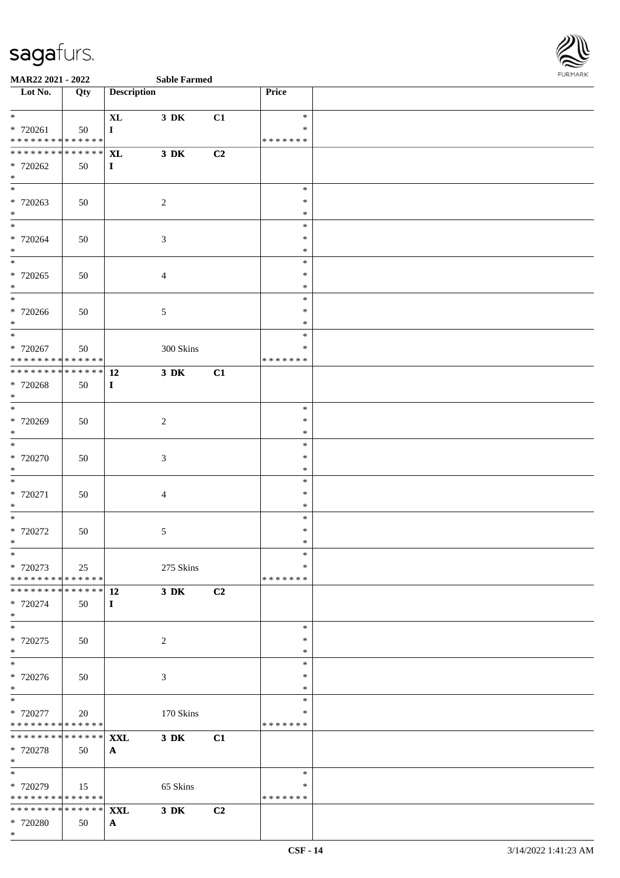**MAR22 2021 - 2022** **Sable Farmed**

| Lot No. | Qty | Description | | | Price | |
|---|---|---|---|---|---|---|
| * | | **XL** | **3 DK** | **C1** | * | |
| * 720261 | 50 | **I** | | | * | |
| * * * * * * * * * * * * * * | | | | | * * * * * * * | |
| * * * * * * * * * * * * * * | | **XL** | **3 DK** | **C2** | | |
| * 720262 | 50 | **I** | | | | |
| * | | | | | | |
| * | | | | | * | |
| * 720263 | 50 | | 2 | | * | |
| * | | | | | * | |
| * | | | | | * | |
| * 720264 | 50 | | 3 | | * | |
| * | | | | | * | |
| * | | | | | * | |
| * 720265 | 50 | | 4 | | * | |
| * | | | | | * | |
| * | | | | | * | |
| * 720266 | 50 | | 5 | | * | |
| * | | | | | * | |
| * | | | | | * | |
| * 720267 | 50 | | 300 Skins | | * | |
| * * * * * * * * * * * * * * | | | | | * * * * * * * | |
| * * * * * * * * * * * * * * | | **12** | **3 DK** | **C1** | | |
| * 720268 | 50 | **I** | | | | |
| * | | | | | | |
| * | | | | | * | |
| * 720269 | 50 | | 2 | | * | |
| * | | | | | * | |
| * | | | | | * | |
| * 720270 | 50 | | 3 | | * | |
| * | | | | | * | |
| * | | | | | * | |
| * 720271 | 50 | | 4 | | * | |
| * | | | | | * | |
| * | | | | | * | |
| * 720272 | 50 | | 5 | | * | |
| * | | | | | * | |
| * | | | | | * | |
| * 720273 | 25 | | 275 Skins | | * | |
| * * * * * * * * * * * * * * | | | | | * * * * * * * | |
| * * * * * * * * * * * * * * | | **12** | **3 DK** | **C2** | | |
| * 720274 | 50 | **I** | | | | |
| * | | | | | | |
| * | | | | | * | |
| * 720275 | 50 | | 2 | | * | |
| * | | | | | * | |
| * | | | | | * | |
| * 720276 | 50 | | 3 | | * | |
| * | | | | | * | |
| * | | | | | * | |
| * 720277 | 20 | | 170 Skins | | * | |
| * * * * * * * * * * * * * * | | | | | * * * * * * * | |
| * * * * * * * * * * * * * * | | **XXL** | **3 DK** | **C1** | | |
| * 720278 | 50 | **A** | | | | |
| * | | | | | | |
| * | | | | | * | |
| * 720279 | 15 | | 65 Skins | | * | |
| * * * * * * * * * * * * * * | | | | | * * * * * * * | |
| * * * * * * * * * * * * * * | | **XXL** | **3 DK** | **C2** | | |
| * 720280 | 50 | **A** | | | | |
| * | | | | | | |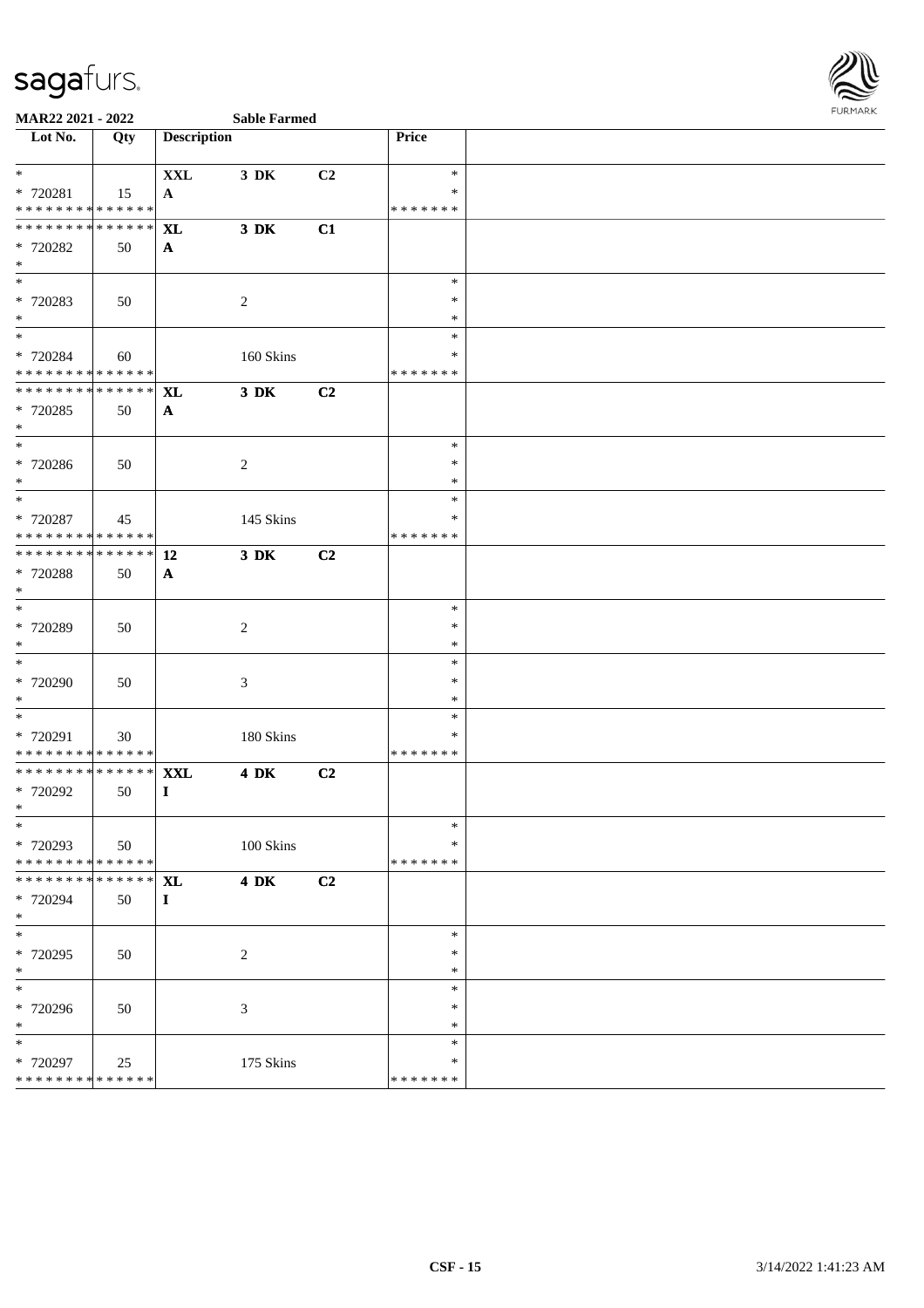**MAR22 2021 - 2022** **Sable Farmed**

| Lot No. | Qty | Description | | | Price | |
|---|---|---|---|---|---|---|
| * <br> * 720281 <br> * * * * * * * * * * * * * * | 15 | **XXL** <br> **A** | **3 DK** | **C2** | * <br> * <br> * * * * * * * | |
| * * * * * * * * * * * * * * <br> * 720282 <br> * | 50 | **XL** <br> **A** | **3 DK** | **C1** | | |
| * <br> * 720283 <br> * | 50 | | 2 | | * <br> * <br> * | |
| * <br> * 720284 <br> * * * * * * * * * * * * * * | 60 | | 160 Skins | | * <br> * <br> * * * * * * * | |
| * * * * * * * * * * * * * * <br> * 720285 <br> * | 50 | **XL** <br> **A** | **3 DK** | **C2** | | |
| * <br> * 720286 <br> * | 50 | | 2 | | * <br> * <br> * | |
| * <br> * 720287 <br> * * * * * * * * * * * * * * | 45 | | 145 Skins | | * <br> * <br> * * * * * * * | |
| * * * * * * * * * * * * * * <br> * 720288 <br> * | 50 | **12** <br> **A** | **3 DK** | **C2** | | |
| * <br> * 720289 <br> * | 50 | | 2 | | * <br> * <br> * | |
| * <br> * 720290 <br> * | 50 | | 3 | | * <br> * <br> * | |
| * <br> * 720291 <br> * * * * * * * * * * * * * * | 30 | | 180 Skins | | * <br> * <br> * * * * * * * | |
| * * * * * * * * * * * * * * <br> * 720292 <br> * | 50 | **XXL** <br> **I** | **4 DK** | **C2** | | |
| * <br> * 720293 <br> * * * * * * * * * * * * * * | 50 | | 100 Skins | | * <br> * <br> * * * * * * * | |
| * * * * * * * * * * * * * * <br> * 720294 <br> * | 50 | **XL** <br> **I** | **4 DK** | **C2** | | |
| * <br> * 720295 <br> * | 50 | | 2 | | * <br> * <br> * | |
| * <br> * 720296 <br> * | 50 | | 3 | | * <br> * <br> * | |
| * <br> * 720297 <br> * * * * * * * * * * * * * * | 25 | | 175 Skins | | * <br> * <br> * * * * * * * | |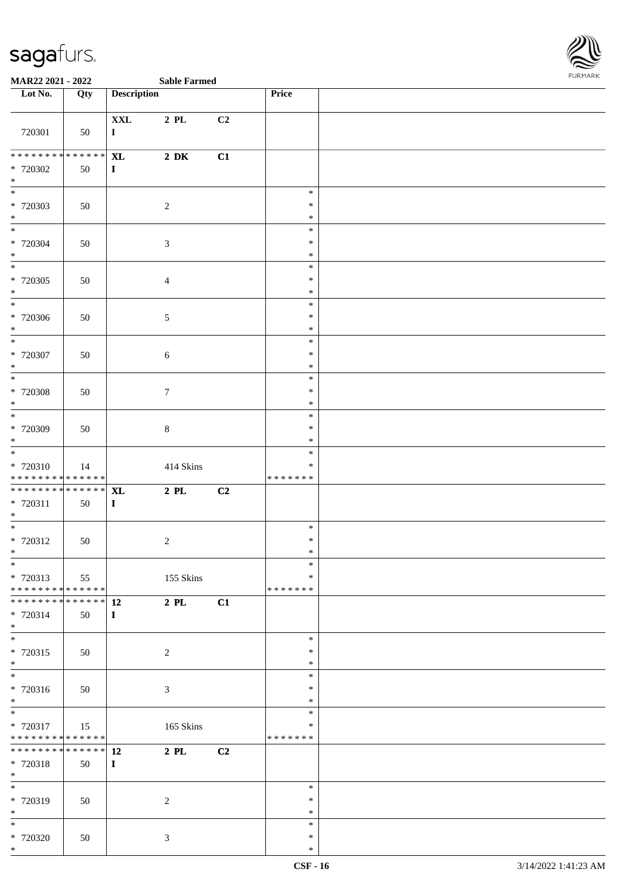| Lot No. | Qty | Description | | | Price | |
|---|---|---|---|---|---|---|
| 720301 | 50 | XXL I | 2 PL | C2 | | |
| * * * * * * * * * * * * * * * 720302 * | 50 | XL I | 2 DK | C1 | | |
| * * 720303 * | 50 | | 2 | | * * * | |
| * * 720304 * | 50 | | 3 | | * * * | |
| * * 720305 * | 50 | | 4 | | * * * | |
| * * 720306 * | 50 | | 5 | | * * * | |
| * * 720307 * | 50 | | 6 | | * * * | |
| * * 720308 * | 50 | | 7 | | * * * | |
| * * 720309 * | 50 | | 8 | | * * * | |
| * * 720310 * * * * * * * * * * * * * * | 14 | | 414 Skins | | * * * * * * * * | |
| * * * * * * * * * * * * * * * 720311 * | 50 | XL I | 2 PL | C2 | | |
| * * 720312 * | 50 | | 2 | | * * * | |
| * * 720313 * * * * * * * * * * * * * * | 55 | | 155 Skins | | * * * * * * * * | |
| * * * * * * * * * * * * * * * 720314 * | 50 | 12 I | 2 PL | C1 | | |
| * * 720315 * | 50 | | 2 | | * * * | |
| * * 720316 * | 50 | | 3 | | * * * | |
| * * 720317 * * * * * * * * * * * * * * | 15 | | 165 Skins | | * * * * * * * * | |
| * * * * * * * * * * * * * * * 720318 * | 50 | 12 I | 2 PL | C2 | | |
| * * 720319 * | 50 | | 2 | | * * * | |
| * * 720320 * | 50 | | 3 | | * * * | |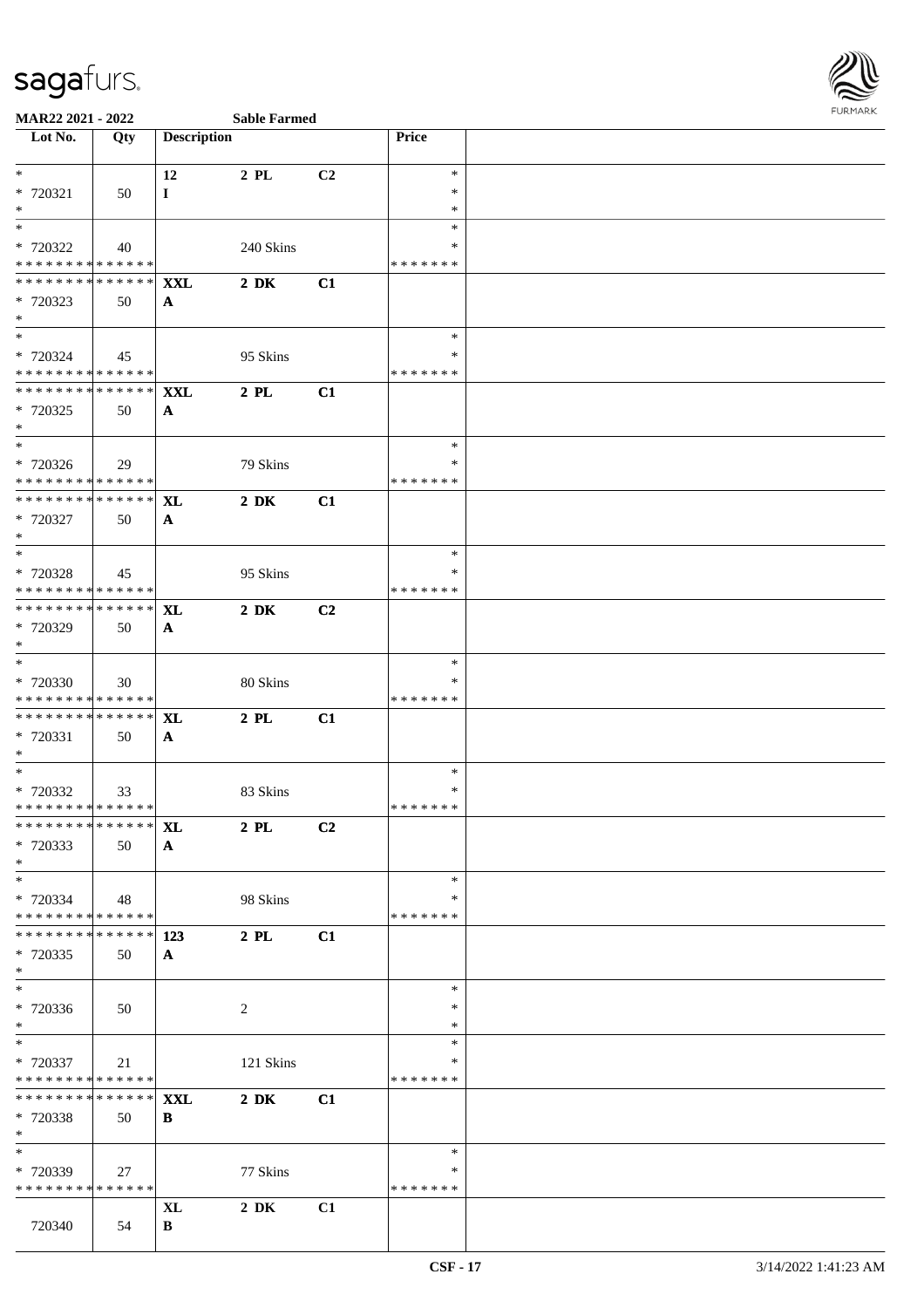MAR22 2021 - 2022 Sable Farmed

| Lot No. | Qty | Description | | | Price | |
|---|---|---|---|---|---|---|
| * | | 12 | 2 PL | C2 | * | |
| * 720321 | 50 | I | | | * | |
| * | | | | | * | |
| * | | | | | * | |
| * 720322 | 40 | | 240 Skins | | * | |
| * * * * * * * * * * * * * * | | | | | * * * * * * * | |
| * * * * * * * * * * * * * * | | XXL | 2 DK | C1 | | |
| * 720323 | 50 | A | | | | |
| * | | | | | | |
| * | | | | | * | |
| * 720324 | 45 | | 95 Skins | | * | |
| * * * * * * * * * * * * * * | | | | | * * * * * * * | |
| * * * * * * * * * * * * * * | | XXL | 2 PL | C1 | | |
| * 720325 | 50 | A | | | | |
| * | | | | | | |
| * | | | | | * | |
| * 720326 | 29 | | 79 Skins | | * | |
| * * * * * * * * * * * * * * | | | | | * * * * * * * | |
| * * * * * * * * * * * * * * | | XL | 2 DK | C1 | | |
| * 720327 | 50 | A | | | | |
| * | | | | | | |
| * | | | | | * | |
| * 720328 | 45 | | 95 Skins | | * | |
| * * * * * * * * * * * * * * | | | | | * * * * * * * | |
| * * * * * * * * * * * * * * | | XL | 2 DK | C2 | | |
| * 720329 | 50 | A | | | | |
| * | | | | | | |
| * | | | | | * | |
| * 720330 | 30 | | 80 Skins | | * | |
| * * * * * * * * * * * * * * | | | | | * * * * * * * | |
| * * * * * * * * * * * * * * | | XL | 2 PL | C1 | | |
| * 720331 | 50 | A | | | | |
| * | | | | | | |
| * | | | | | * | |
| * 720332 | 33 | | 83 Skins | | * | |
| * * * * * * * * * * * * * * | | | | | * * * * * * * | |
| * * * * * * * * * * * * * * | | XL | 2 PL | C2 | | |
| * 720333 | 50 | A | | | | |
| * | | | | | | |
| * | | | | | * | |
| * 720334 | 48 | | 98 Skins | | * | |
| * * * * * * * * * * * * * * | | | | | * * * * * * * | |
| * * * * * * * * * * * * * * | | 123 | 2 PL | C1 | | |
| * 720335 | 50 | A | | | | |
| * | | | | | | |
| * | | | | | * | |
| * 720336 | 50 | | 2 | | * | |
| * | | | | | * | |
| * | | | | | * | |
| * 720337 | 21 | | 121 Skins | | * | |
| * * * * * * * * * * * * * * | | | | | * * * * * * * | |
| * * * * * * * * * * * * * * | | XXL | 2 DK | C1 | | |
| * 720338 | 50 | B | | | | |
| * | | | | | | |
| * | | | | | * | |
| * 720339 | 27 | | 77 Skins | | * | |
| * * * * * * * * * * * * * * | | | | | * * * * * * * | |
| | | XL | 2 DK | C1 | | |
| 720340 | 54 | B | | | | |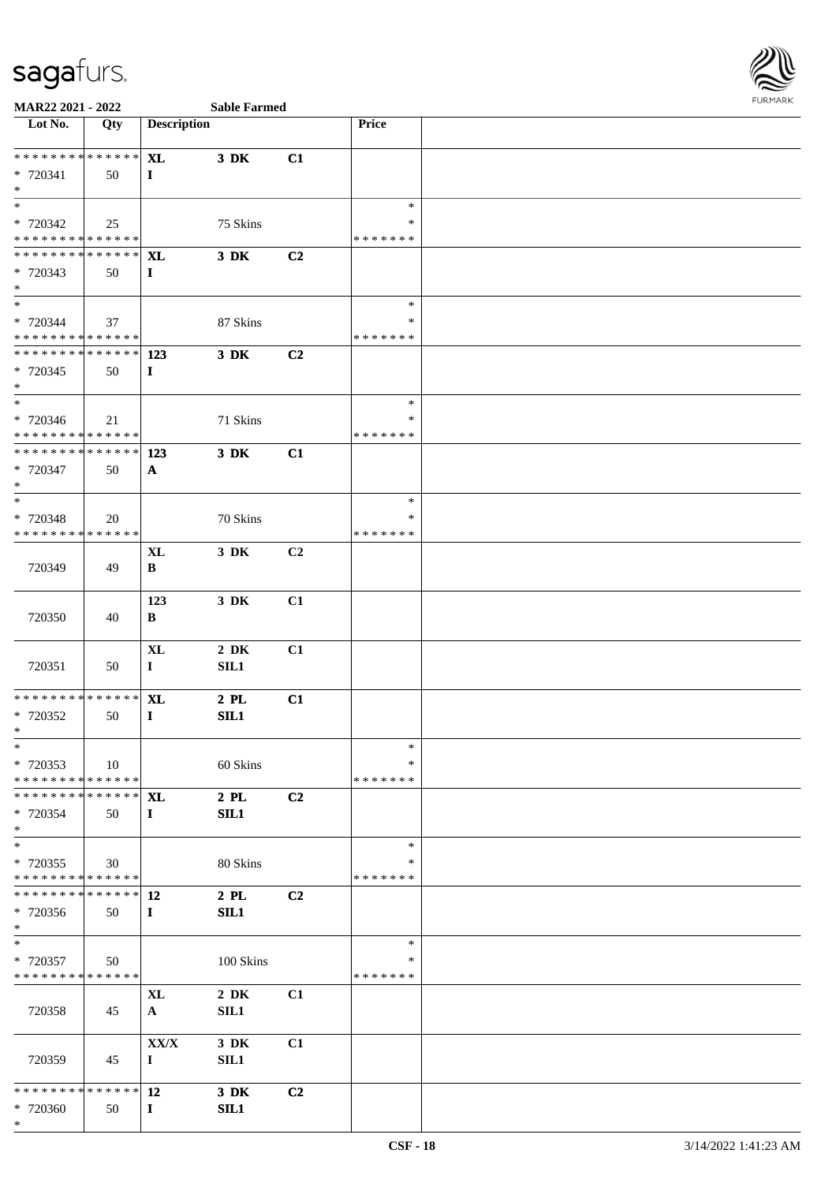**MAR22 2021 - 2022** **Sable Farmed**

| Lot No. | Qty | Description | | | Price | |
|---|---|---|---|---|---|---|
| * * * * * * * * * * * * * * | | **XL** | **3 DK** | **C1** | | |
| * 720341 | 50 | **I** | | | | |
| * | | | | | | |
| * | | | | | * | |
| * 720342 | 25 | | 75 Skins | | * | |
| * * * * * * * * * * * * * * | | | | | * * * * * * * | |
| * * * * * * * * * * * * * * | | **XL** | **3 DK** | **C2** | | |
| * 720343 | 50 | **I** | | | | |
| * | | | | | | |
| * | | | | | * | |
| * 720344 | 37 | | 87 Skins | | * | |
| * * * * * * * * * * * * * * | | | | | * * * * * * * | |
| * * * * * * * * * * * * * * | | **123** | **3 DK** | **C2** | | |
| * 720345 | 50 | **I** | | | | |
| * | | | | | | |
| * | | | | | * | |
| * 720346 | 21 | | 71 Skins | | * | |
| * * * * * * * * * * * * * * | | | | | * * * * * * * | |
| * * * * * * * * * * * * * * | | **123** | **3 DK** | **C1** | | |
| * 720347 | 50 | **A** | | | | |
| * | | | | | | |
| * | | | | | * | |
| * 720348 | 20 | | 70 Skins | | * | |
| * * * * * * * * * * * * * * | | | | | * * * * * * * | |
| 720349 | 49 | **XL** **B** | **3 DK** | **C2** | | |
| 720350 | 40 | **123** **B** | **3 DK** | **C1** | | |
| 720351 | 50 | **XL** **I** | **2 DK** **SIL1** | **C1** | | |
| * * * * * * * * * * * * * * | | **XL** | **2 PL** | **C1** | | |
| * 720352 | 50 | **I** | **SIL1** | | | |
| * | | | | | | |
| * | | | | | * | |
| * 720353 | 10 | | 60 Skins | | * | |
| * * * * * * * * * * * * * * | | | | | * * * * * * * | |
| * * * * * * * * * * * * * * | | **XL** | **2 PL** | **C2** | | |
| * 720354 | 50 | **I** | **SIL1** | | | |
| * | | | | | | |
| * | | | | | * | |
| * 720355 | 30 | | 80 Skins | | * | |
| * * * * * * * * * * * * * * | | | | | * * * * * * * | |
| * * * * * * * * * * * * * * | | **12** | **2 PL** | **C2** | | |
| * 720356 | 50 | **I** | **SIL1** | | | |
| * | | | | | | |
| * | | | | | * | |
| * 720357 | 50 | | 100 Skins | | * | |
| * * * * * * * * * * * * * * | | | | | * * * * * * * | |
| 720358 | 45 | **XL** **A** | **2 DK** **SIL1** | **C1** | | |
| 720359 | 45 | **XX/X** **I** | **3 DK** **SIL1** | **C1** | | |
| * * * * * * * * * * * * * * | | **12** | **3 DK** | **C2** | | |
| * 720360 | 50 | **I** | **SIL1** | | | |
| * | | | | | | |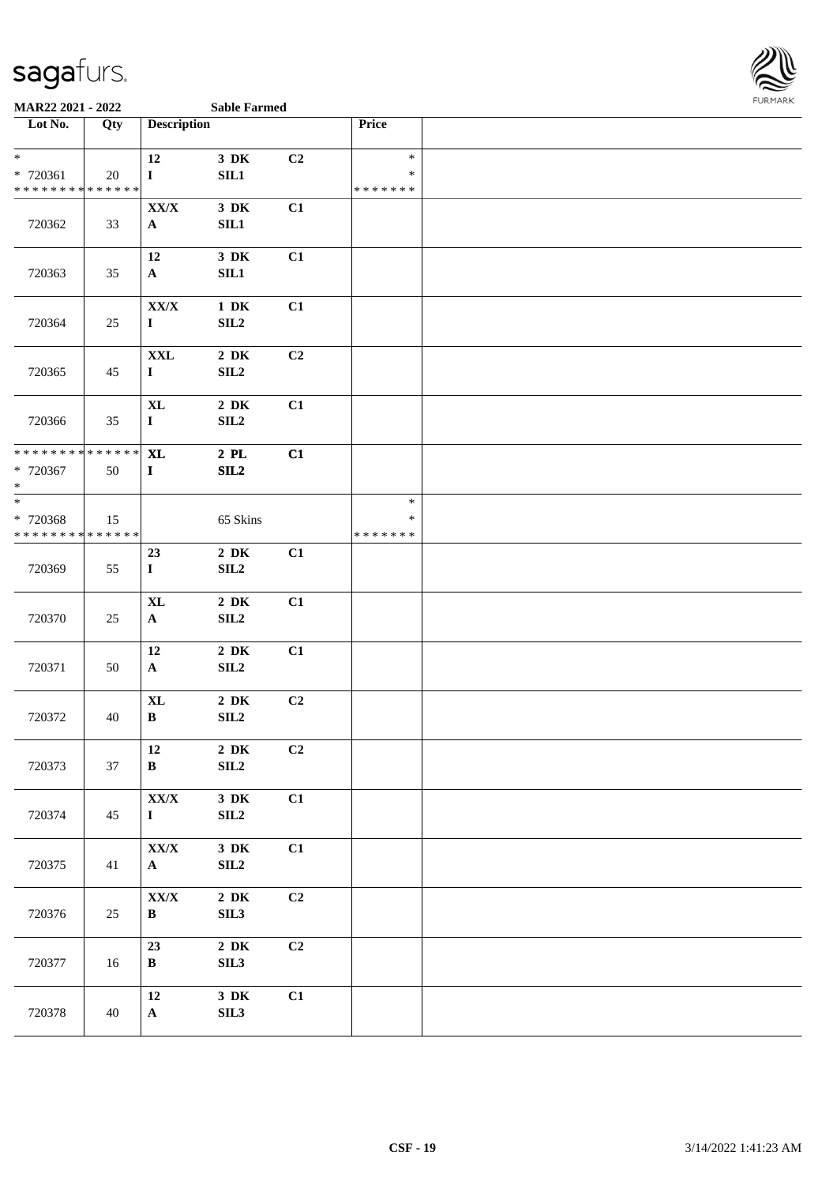MAR22 2021 - 2022 Sable Farmed

| Lot No. | Qty | Description | | | Price | |
|---|---|---|---|---|---|---|
| *<br>* 720361<br>* * * * * * * * * * * * * * | 20 | 12<br>I | 3 DK<br>SIL1 | C2 | *<br>*<br>* * * * * * * | |
| 720362 | 33 | XX/X<br>A | 3 DK<br>SIL1 | C1 | | |
| 720363 | 35 | 12<br>A | 3 DK<br>SIL1 | C1 | | |
| 720364 | 25 | XX/X<br>I | 1 DK<br>SIL2 | C1 | | |
| 720365 | 45 | XXL<br>I | 2 DK<br>SIL2 | C2 | | |
| 720366 | 35 | XL<br>I | 2 DK<br>SIL2 | C1 | | |
| * * * * * * * * * * * * * *<br>* 720367<br>* | 50 | XL<br>I | 2 PL<br>SIL2 | C1 | | |
| *<br>* 720368<br>* * * * * * * * * * * * * * | 15 | | 65 Skins | | *<br>*<br>* * * * * * * | |
| 720369 | 55 | 23<br>I | 2 DK<br>SIL2 | C1 | | |
| 720370 | 25 | XL<br>A | 2 DK<br>SIL2 | C1 | | |
| 720371 | 50 | 12<br>A | 2 DK<br>SIL2 | C1 | | |
| 720372 | 40 | XL<br>B | 2 DK<br>SIL2 | C2 | | |
| 720373 | 37 | 12<br>B | 2 DK<br>SIL2 | C2 | | |
| 720374 | 45 | XX/X<br>I | 3 DK<br>SIL2 | C1 | | |
| 720375 | 41 | XX/X<br>A | 3 DK<br>SIL2 | C1 | | |
| 720376 | 25 | XX/X<br>B | 2 DK<br>SIL3 | C2 | | |
| 720377 | 16 | 23<br>B | 2 DK<br>SIL3 | C2 | | |
| 720378 | 40 | 12<br>A | 3 DK<br>SIL3 | C1 | | |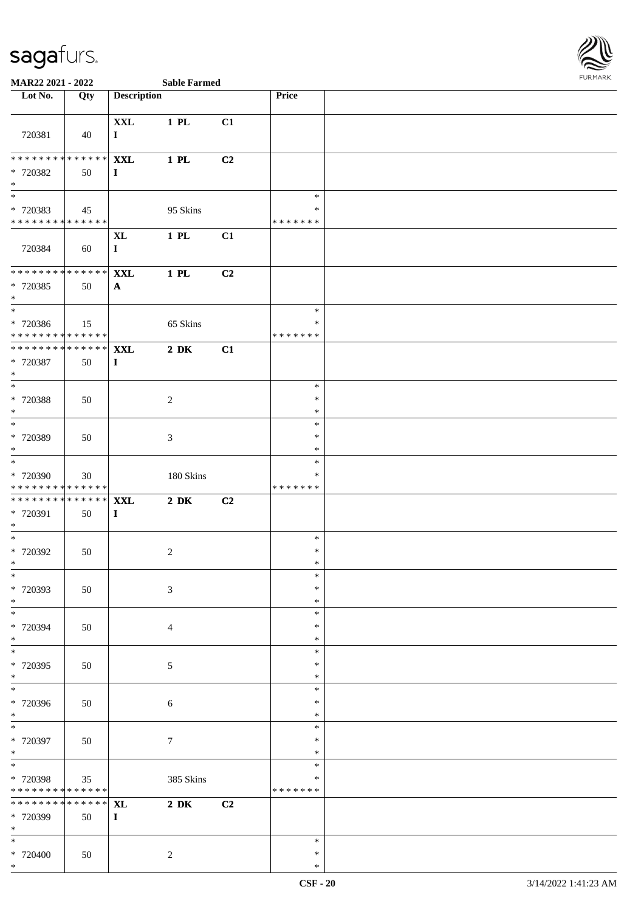MAR22 2021 - 2022 Sable Farmed

| Lot No. | Qty | Description | | | Price | |
|---|---|---|---|---|---|---|
| 720381 | 40 | XXL I | 1 PL | C1 | | |
| * * * * * * * * * * * * * * * 720382 * | 50 | XXL I | 1 PL | C2 | | |
| * * 720383 * * * * * * * * * * * * * * | 45 | | 95 Skins | | * * * * * * * * * | |
| 720384 | 60 | XL I | 1 PL | C1 | | |
| * * * * * * * * * * * * * * * 720385 * | 50 | XXL A | 1 PL | C2 | | |
| * * 720386 * * * * * * * * * * * * * * | 15 | | 65 Skins | | * * * * * * * * * | |
| * * * * * * * * * * * * * * * 720387 * | 50 | XXL I | 2 DK | C1 | | |
| * * 720388 * | 50 | | 2 | | * * * | |
| * * 720389 * | 50 | | 3 | | * * * | |
| * * 720390 * * * * * * * * * * * * * * | 30 | | 180 Skins | | * * * * * * * * * | |
| * * * * * * * * * * * * * * * 720391 * | 50 | XXL I | 2 DK | C2 | | |
| * * 720392 * | 50 | | 2 | | * * * | |
| * * 720393 * | 50 | | 3 | | * * * | |
| * * 720394 * | 50 | | 4 | | * * * | |
| * * 720395 * | 50 | | 5 | | * * * | |
| * * 720396 * | 50 | | 6 | | * * * | |
| * * 720397 * | 50 | | 7 | | * * * | |
| * * 720398 * * * * * * * * * * * * * * | 35 | | 385 Skins | | * * * * * * * * * | |
| * * * * * * * * * * * * * * * 720399 * | 50 | XL I | 2 DK | C2 | | |
| * * 720400 * | 50 | | 2 | | * * * | |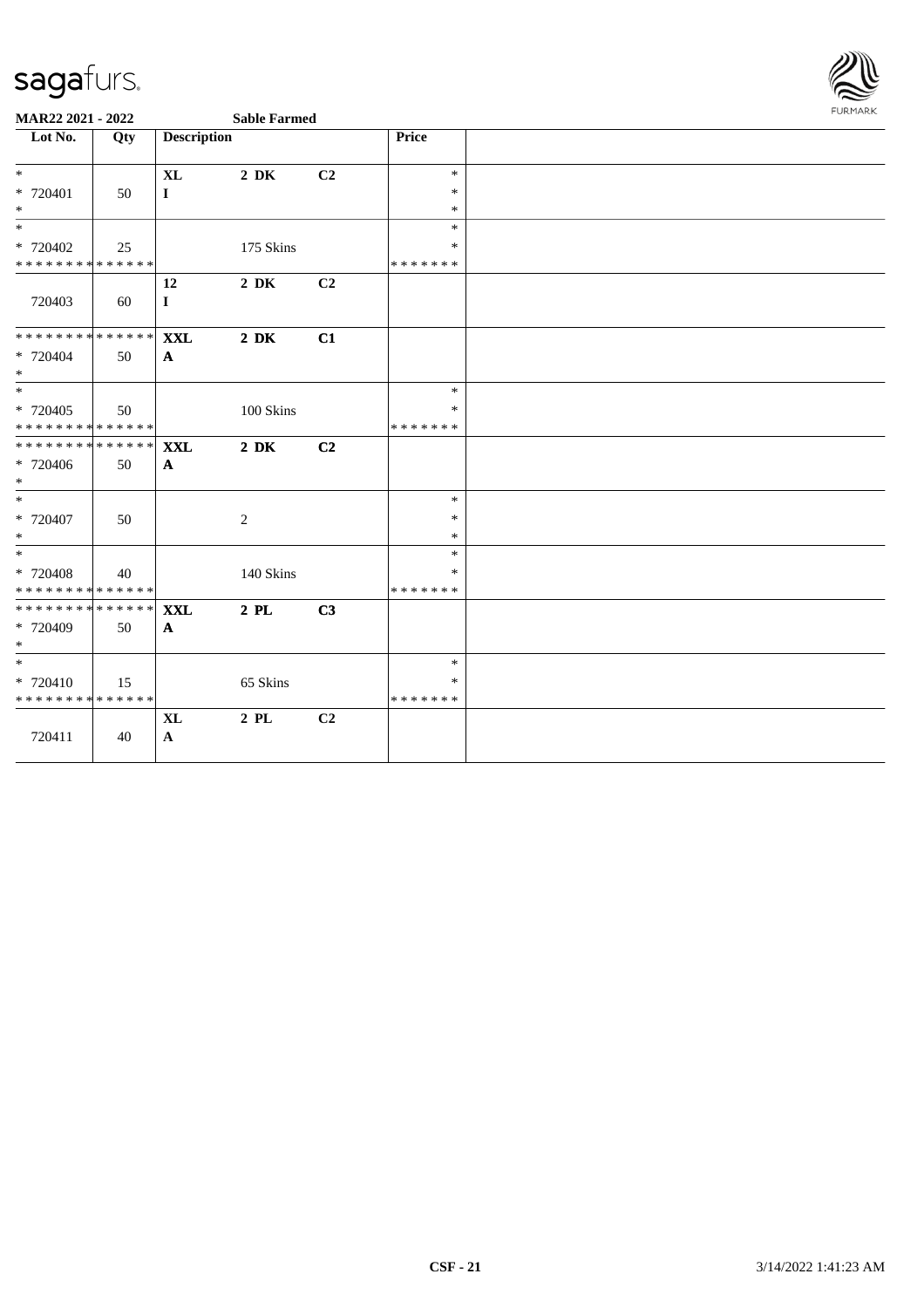**MAR22 2021 - 2022** **Sable Farmed**

| Lot No. | Qty | Description | | | Price | |
|---|---|---|---|---|---|---|
| *<br>* 720401<br>* | 50 | **XL**<br>**I** | **2 DK** | **C2** | *<br>*<br>* | |
| *<br>* 720402<br>* * * * * * * * * * * * * * | 25 | | 175 Skins | | *<br>*<br>* * * * * * * | |
| 720403 | 60 | **12**<br>**I** | **2 DK** | **C2** | | |
| * * * * * * * * * * * * * *<br>* 720404<br>* | 50 | **XXL**<br>**A** | **2 DK** | **C1** | | |
| *<br>* 720405<br>* * * * * * * * * * * * * * | 50 | | 100 Skins | | *<br>*<br>* * * * * * * | |
| * * * * * * * * * * * * * *<br>* 720406<br>* | 50 | **XXL**<br>**A** | **2 DK** | **C2** | | |
| *<br>* 720407<br>* | 50 | | 2 | | *<br>*<br>* | |
| *<br>* 720408<br>* * * * * * * * * * * * * * | 40 | | 140 Skins | | *<br>*<br>* * * * * * * | |
| * * * * * * * * * * * * * *<br>* 720409<br>* | 50 | **XXL**<br>**A** | **2 PL** | **C3** | | |
| *<br>* 720410<br>* * * * * * * * * * * * * * | 15 | | 65 Skins | | *<br>*<br>* * * * * * * | |
| 720411 | 40 | **XL**<br>**A** | **2 PL** | **C2** | | |

**CSF - 21** 3/14/2022 1:41:23 AM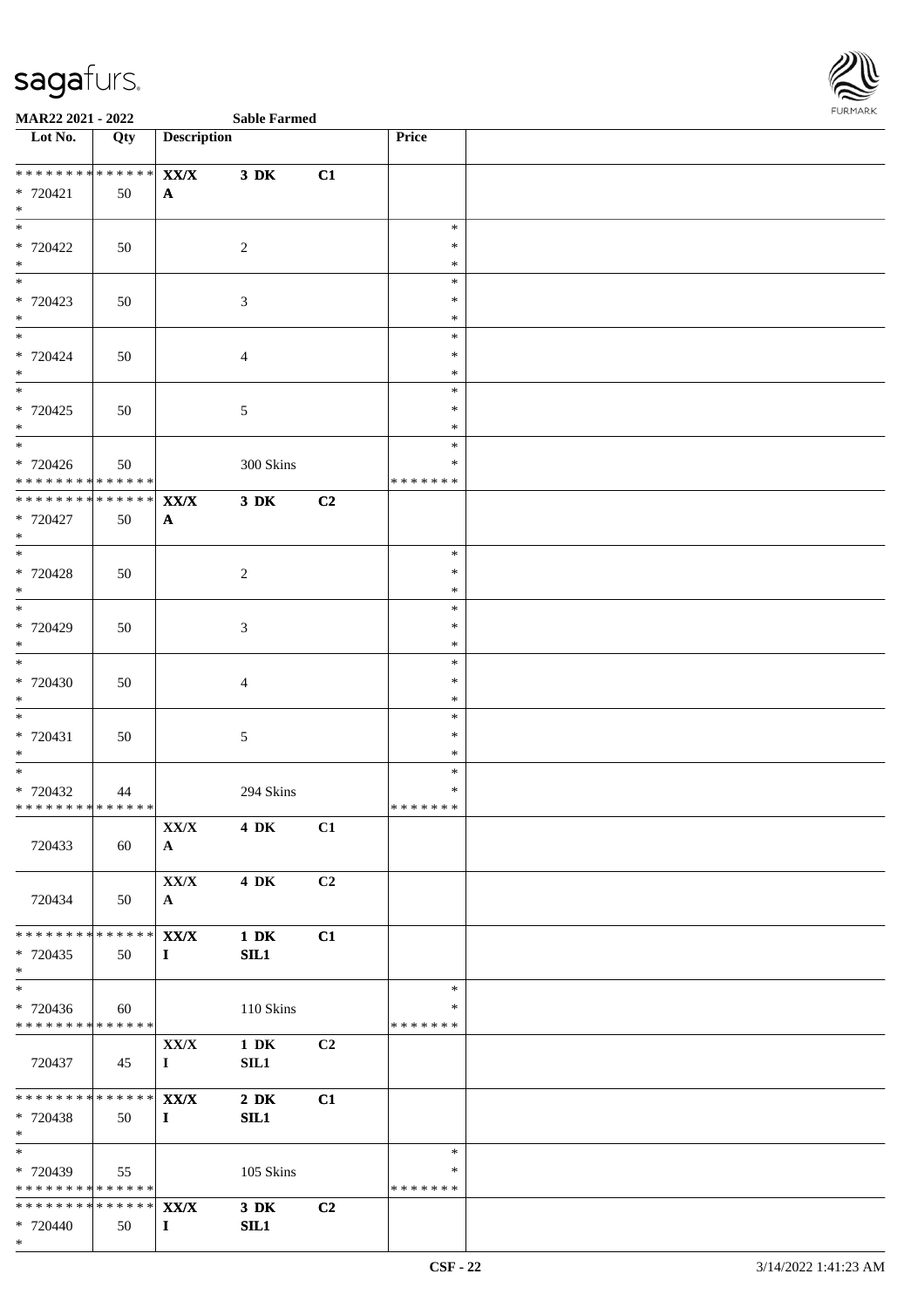**MAR22 2021 - 2022** **Sable Farmed**

| Lot No. | Qty | Description | | | Price | |
|---|---|---|---|---|---|---|
| * * * * * * * * * * * * * * | | **XX/X** | **3 DK** | **C1** | | |
| * 720421 | 50 | **A** | | | | |
| * | | | | | | |
| * | | | | | * | |
| * 720422 | 50 | | 2 | | * | |
| * | | | | | * | |
| * | | | | | * | |
| * 720423 | 50 | | 3 | | * | |
| * | | | | | * | |
| * | | | | | * | |
| * 720424 | 50 | | 4 | | * | |
| * | | | | | * | |
| * | | | | | * | |
| * 720425 | 50 | | 5 | | * | |
| * | | | | | * | |
| * | | | | | * | |
| * 720426 | 50 | | 300 Skins | | * | |
| * * * * * * * * * * * * * * | | | | | * * * * * * * | |
| * * * * * * * * * * * * * * | | **XX/X** | **3 DK** | **C2** | | |
| * 720427 | 50 | **A** | | | | |
| * | | | | | | |
| * | | | | | * | |
| * 720428 | 50 | | 2 | | * | |
| * | | | | | * | |
| * | | | | | * | |
| * 720429 | 50 | | 3 | | * | |
| * | | | | | * | |
| * | | | | | * | |
| * 720430 | 50 | | 4 | | * | |
| * | | | | | * | |
| * | | | | | * | |
| * 720431 | 50 | | 5 | | * | |
| * | | | | | * | |
| * | | | | | * | |
| * 720432 | 44 | | 294 Skins | | * | |
| * * * * * * * * * * * * * * | | | | | * * * * * * * | |
| | | **XX/X** | **4 DK** | **C1** | | |
| 720433 | 60 | **A** | | | | |
| | | **XX/X** | **4 DK** | **C2** | | |
| 720434 | 50 | **A** | | | | |
| * * * * * * * * * * * * * * | | **XX/X** | **1 DK** | **C1** | | |
| * 720435 | 50 | **I** | **SIL1** | | | |
| * | | | | | | |
| * | | | | | * | |
| * 720436 | 60 | | 110 Skins | | * | |
| * * * * * * * * * * * * * * | | | | | * * * * * * * | |
| | | **XX/X** | **1 DK** | **C2** | | |
| 720437 | 45 | **I** | **SIL1** | | | |
| * * * * * * * * * * * * * * | | **XX/X** | **2 DK** | **C1** | | |
| * 720438 | 50 | **I** | **SIL1** | | | |
| * | | | | | | |
| * | | | | | * | |
| * 720439 | 55 | | 105 Skins | | * | |
| * * * * * * * * * * * * * * | | | | | * * * * * * * | |
| * * * * * * * * * * * * * * | | **XX/X** | **3 DK** | **C2** | | |
| * 720440 | 50 | **I** | **SIL1** | | | |
| * | | | | | | |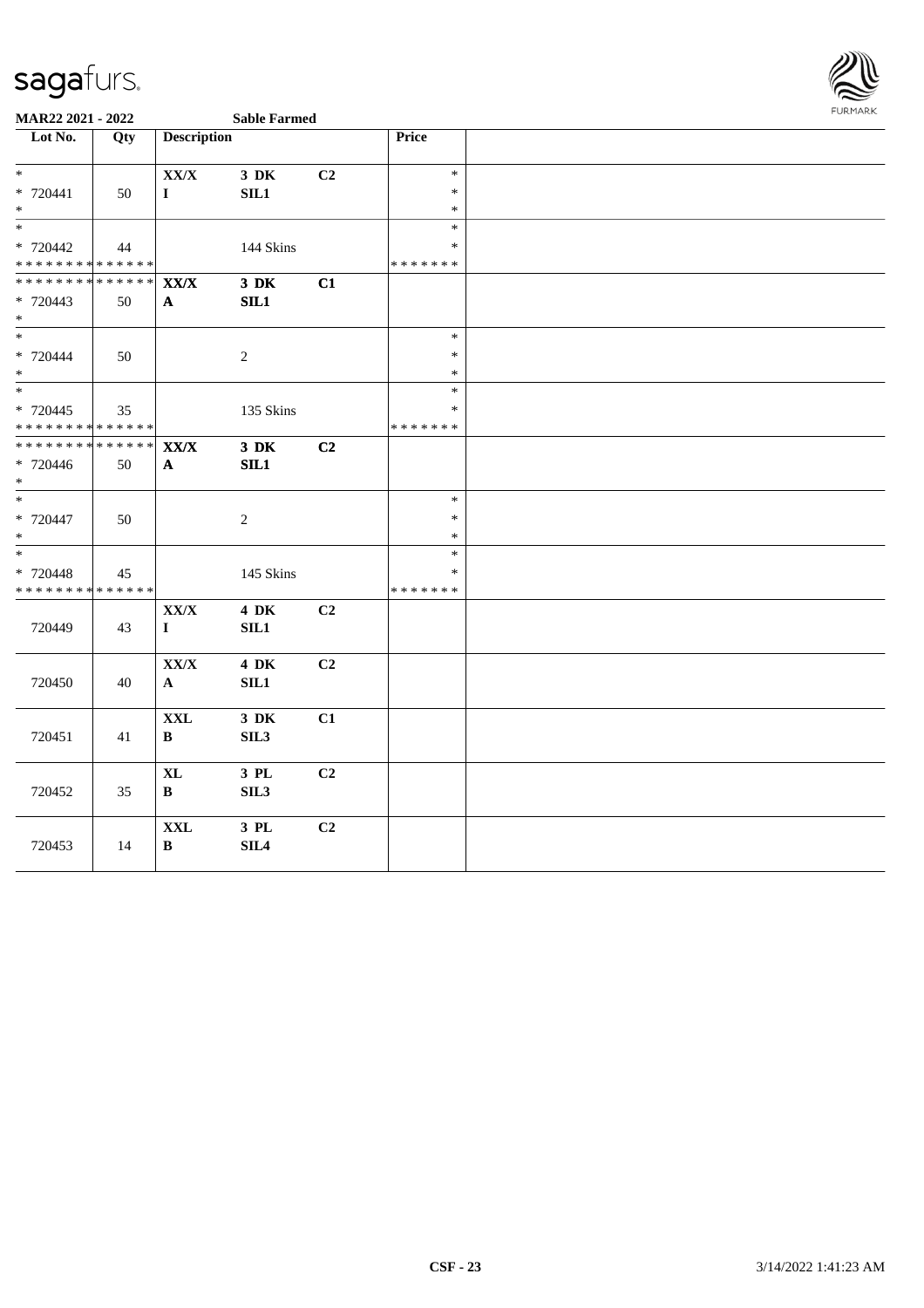**MAR22 2021 - 2022** **Sable Farmed**

| Lot No. | Qty | Description | | | Price | |
|---|---|---|---|---|---|---|
| * | | XX/X | 3 DK | C2 | * | |
| * 720441 | 50 | I | SIL1 | | * | |
| * | | | | | * | |
| * | | | | | * | |
| * 720442 | 44 | | 144 Skins | | * | |
| * * * * * * * * * * * * * * | | | | | * * * * * * * | |
| * * * * * * * * * * * * * * | | XX/X | 3 DK | C1 | | |
| * 720443 | 50 | A | SIL1 | | | |
| * | | | | | | |
| * | | | | | * | |
| * 720444 | 50 | | 2 | | * | |
| * | | | | | * | |
| * | | | | | * | |
| * 720445 | 35 | | 135 Skins | | * | |
| * * * * * * * * * * * * * * | | | | | * * * * * * * | |
| * * * * * * * * * * * * * * | | XX/X | 3 DK | C2 | | |
| * 720446 | 50 | A | SIL1 | | | |
| * | | | | | | |
| * | | | | | * | |
| * 720447 | 50 | | 2 | | * | |
| * | | | | | * | |
| * | | | | | * | |
| * 720448 | 45 | | 145 Skins | | * | |
| * * * * * * * * * * * * * * | | | | | * * * * * * * | |
| 720449 | 43 | XX/X<br>I | 4 DK<br>SIL1 | C2 | | |
| 720450 | 40 | XX/X<br>A | 4 DK<br>SIL1 | C2 | | |
| 720451 | 41 | XXL<br>B | 3 DK<br>SIL3 | C1 | | |
| 720452 | 35 | XL<br>B | 3 PL<br>SIL3 | C2 | | |
| 720453 | 14 | XXL<br>B | 3 PL<br>SIL4 | C2 | | |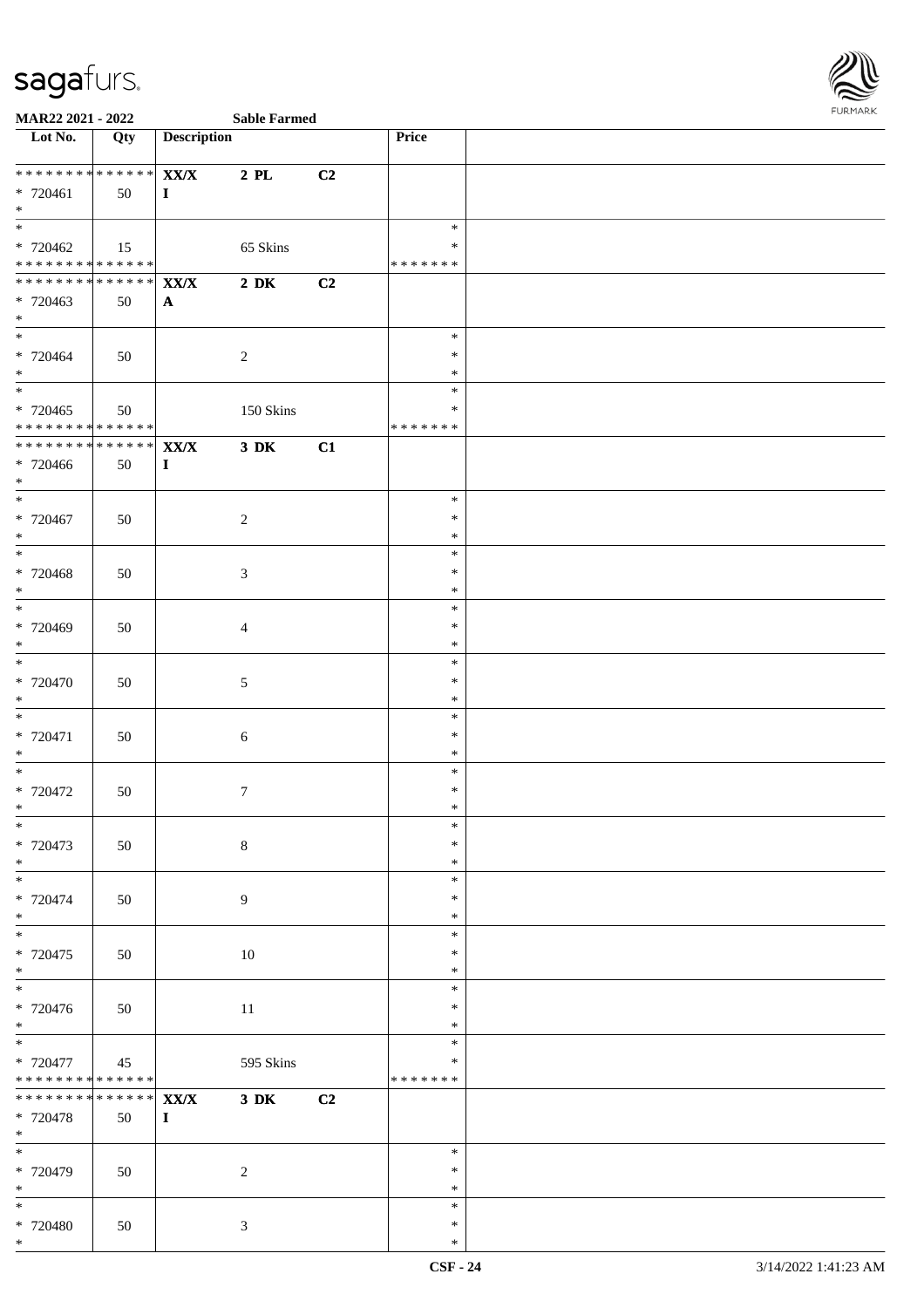**MAR22 2021 - 2022** **Sable Farmed**

| Lot No. | Qty | Description | | | Price | |
|---|---|---|---|---|---|---|
| * * * * * * * * * * * * * * | | XX/X | 2 PL | C2 | | |
| * 720461 | 50 | I | | | | |
| * | | | | | | |
| * 720462 | 15 | | 65 Skins | | * | |
| * * * * * * * * * * * * * * | | | | | * * * * * * * | |
| * * * * * * * * * * * * * * | | XX/X | 2 DK | C2 | | |
| * 720463 | 50 | A | | | | |
| * 720464 | 50 | | 2 | | * | |
| * 720465 | 50 | | 150 Skins | | * | |
| * * * * * * * * * * * * * * | | | | | * * * * * * * | |
| * * * * * * * * * * * * * * | | XX/X | 3 DK | C1 | | |
| * 720466 | 50 | I | | | | |
| * 720467 | 50 | | 2 | | * | |
| * 720468 | 50 | | 3 | | * | |
| * 720469 | 50 | | 4 | | * | |
| * 720470 | 50 | | 5 | | * | |
| * 720471 | 50 | | 6 | | * | |
| * 720472 | 50 | | 7 | | * | |
| * 720473 | 50 | | 8 | | * | |
| * 720474 | 50 | | 9 | | * | |
| * 720475 | 50 | | 10 | | * | |
| * 720476 | 50 | | 11 | | * | |
| * 720477 | 45 | | 595 Skins | | * | |
| * * * * * * * * * * * * * * | | | | | * * * * * * * | |
| * * * * * * * * * * * * * * | | XX/X | 3 DK | C2 | | |
| * 720478 | 50 | I | | | | |
| * 720479 | 50 | | 2 | | * | |
| * 720480 | 50 | | 3 | | * | |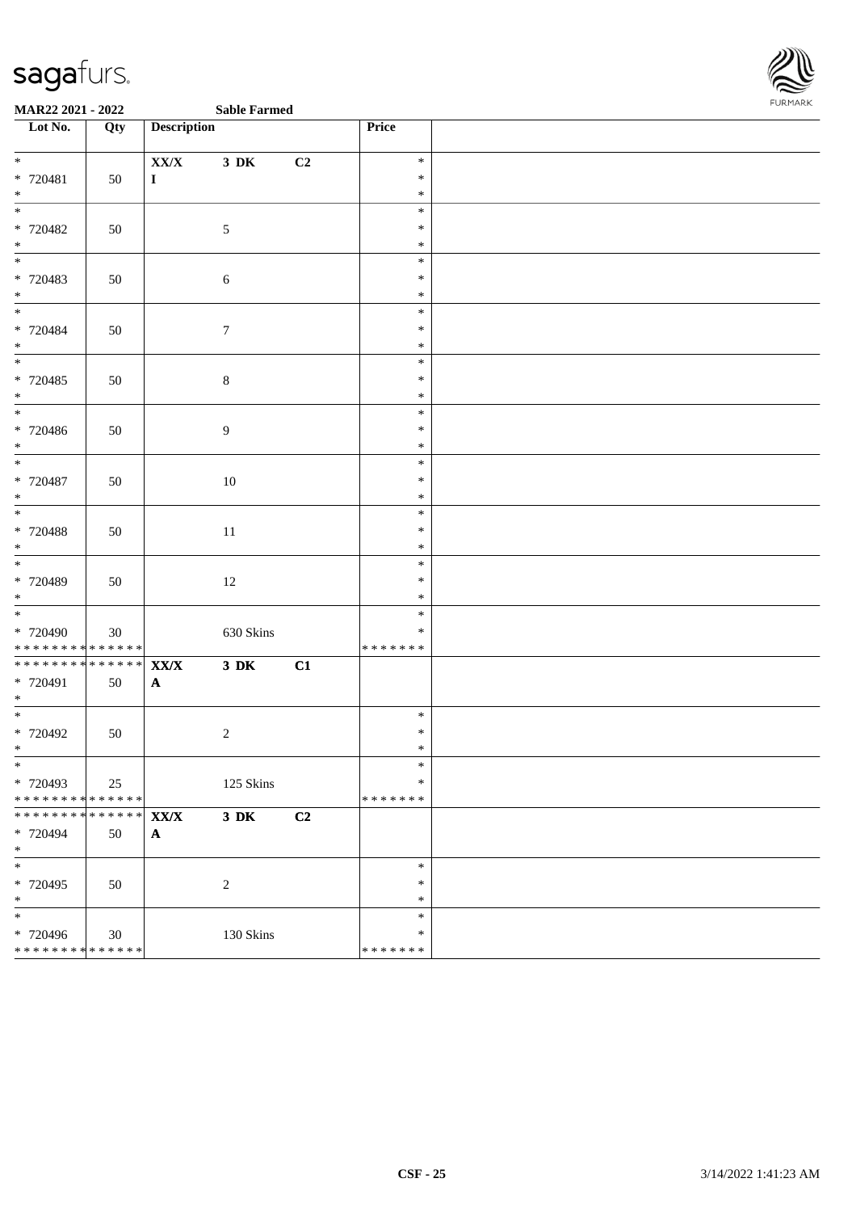MAR22 2021 - 2022 Sable Farmed

| Lot No. | Qty | Description | | | Price | |
|---|---|---|---|---|---|---|
| * | | XX/X | 3 DK | C2 | * | |
| * 720481 | 50 | I | | | * | |
| * | | | | | * | |
| * | | | | | * | |
| * 720482 | 50 | | 5 | | * | |
| * | | | | | * | |
| * | | | | | * | |
| * 720483 | 50 | | 6 | | * | |
| * | | | | | * | |
| * | | | | | * | |
| * 720484 | 50 | | 7 | | * | |
| * | | | | | * | |
| * | | | | | * | |
| * 720485 | 50 | | 8 | | * | |
| * | | | | | * | |
| * | | | | | * | |
| * 720486 | 50 | | 9 | | * | |
| * | | | | | * | |
| * | | | | | * | |
| * 720487 | 50 | | 10 | | * | |
| * | | | | | * | |
| * | | | | | * | |
| * 720488 | 50 | | 11 | | * | |
| * | | | | | * | |
| * | | | | | * | |
| * 720489 | 50 | | 12 | | * | |
| * | | | | | * | |
| * | | | | | * | |
| * 720490 | 30 | | 630 Skins | | * | |
| * * * * * * * * * * * * * * | | | | | * * * * * * * | |
| * * * * * * * * * * * * * * | | XX/X | 3 DK | C1 | | |
| * 720491 | 50 | A | | | | |
| * | | | | | | |
| * | | | | | * | |
| * 720492 | 50 | | 2 | | * | |
| * | | | | | * | |
| * | | | | | * | |
| * 720493 | 25 | | 125 Skins | | * | |
| * * * * * * * * * * * * * * | | | | | * * * * * * * | |
| * * * * * * * * * * * * * * | | XX/X | 3 DK | C2 | | |
| * 720494 | 50 | A | | | | |
| * | | | | | | |
| * | | | | | * | |
| * 720495 | 50 | | 2 | | * | |
| * | | | | | * | |
| * | | | | | * | |
| * 720496 | 30 | | 130 Skins | | * | |
| * * * * * * * * * * * * * * | | | | | * * * * * * * | |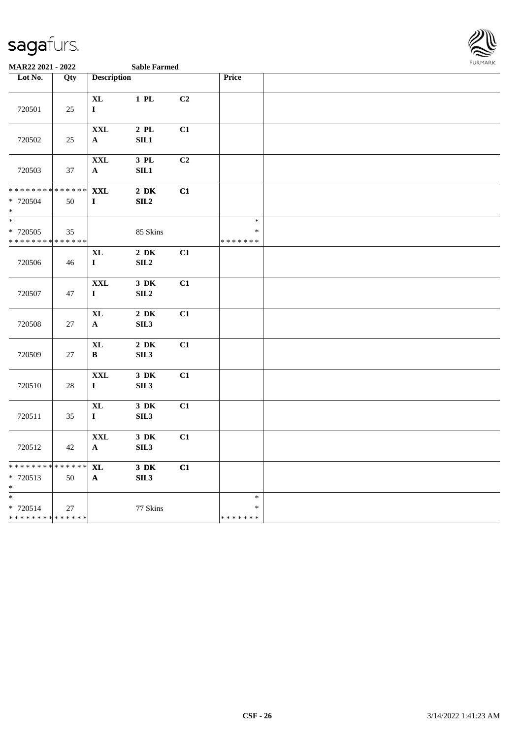**MAR22 2021 - 2022** **Sable Farmed**

| Lot No. | Qty | Description | | | Price | |
|---|---|---|---|---|---|---|
| 720501 | 25 | XL<br>I | 1 PL | C2 | | |
| 720502 | 25 | XXL<br>A | 2 PL<br>SIL1 | C1 | | |
| 720503 | 37 | XXL<br>A | 3 PL<br>SIL1 | C2 | | |
| * * * * * * * * * * * * * *<br>* 720504<br>* | 50 | XXL<br>I | 2 DK<br>SIL2 | C1 | | |
| *<br>* 720505<br>* * * * * * * * * * * * * * | 35 | | 85 Skins | | *<br>*<br>* * * * * * * | |
| 720506 | 46 | XL<br>I | 2 DK<br>SIL2 | C1 | | |
| 720507 | 47 | XXL<br>I | 3 DK<br>SIL2 | C1 | | |
| 720508 | 27 | XL<br>A | 2 DK<br>SIL3 | C1 | | |
| 720509 | 27 | XL<br>B | 2 DK<br>SIL3 | C1 | | |
| 720510 | 28 | XXL<br>I | 3 DK<br>SIL3 | C1 | | |
| 720511 | 35 | XL<br>I | 3 DK<br>SIL3 | C1 | | |
| 720512 | 42 | XXL<br>A | 3 DK<br>SIL3 | C1 | | |
| * * * * * * * * * * * * * *<br>* 720513<br>* | 50 | XL<br>A | 3 DK<br>SIL3 | C1 | | |
| *<br>* 720514<br>* * * * * * * * * * * * * * | 27 | | 77 Skins | | *<br>*<br>* * * * * * * | |

CSF - 26 3/14/2022 1:41:23 AM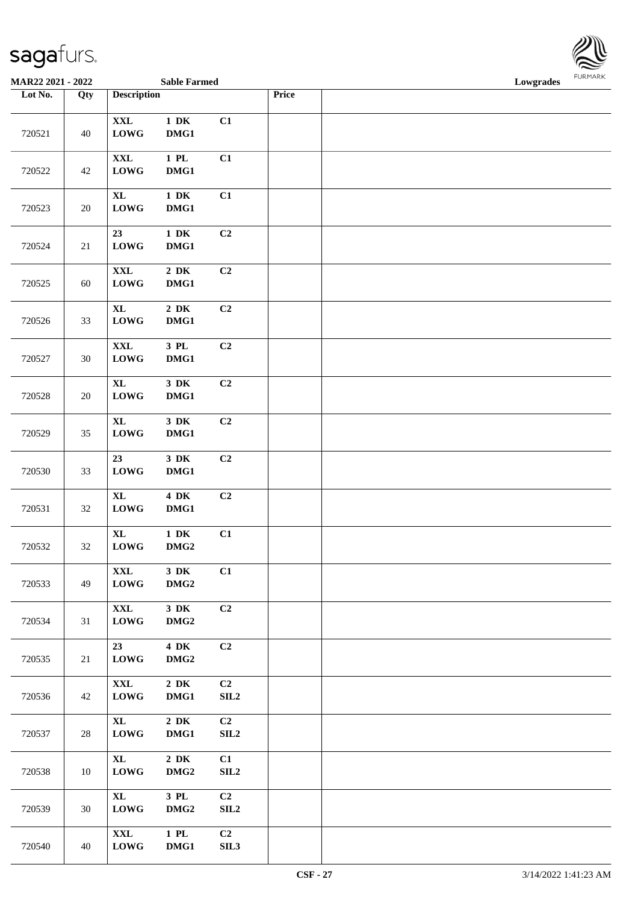MAR22 2021 - 2022 Sable Farmed Lowgrades

| Lot No. | Qty | Description | | | Price | |
|---|---|---|---|---|---|---|
| 720521 | 40 | XXL LOWG | 1 DK DMG1 | C1 | | |
| 720522 | 42 | XXL LOWG | 1 PL DMG1 | C1 | | |
| 720523 | 20 | XL LOWG | 1 DK DMG1 | C1 | | |
| 720524 | 21 | 23 LOWG | 1 DK DMG1 | C2 | | |
| 720525 | 60 | XXL LOWG | 2 DK DMG1 | C2 | | |
| 720526 | 33 | XL LOWG | 2 DK DMG1 | C2 | | |
| 720527 | 30 | XXL LOWG | 3 PL DMG1 | C2 | | |
| 720528 | 20 | XL LOWG | 3 DK DMG1 | C2 | | |
| 720529 | 35 | XL LOWG | 3 DK DMG1 | C2 | | |
| 720530 | 33 | 23 LOWG | 3 DK DMG1 | C2 | | |
| 720531 | 32 | XL LOWG | 4 DK DMG1 | C2 | | |
| 720532 | 32 | XL LOWG | 1 DK DMG2 | C1 | | |
| 720533 | 49 | XXL LOWG | 3 DK DMG2 | C1 | | |
| 720534 | 31 | XXL LOWG | 3 DK DMG2 | C2 | | |
| 720535 | 21 | 23 LOWG | 4 DK DMG2 | C2 | | |
| 720536 | 42 | XXL LOWG | 2 DK DMG1 | C2 SIL2 | | |
| 720537 | 28 | XL LOWG | 2 DK DMG1 | C2 SIL2 | | |
| 720538 | 10 | XL LOWG | 2 DK DMG2 | C1 SIL2 | | |
| 720539 | 30 | XL LOWG | 3 PL DMG2 | C2 SIL2 | | |
| 720540 | 40 | XXL LOWG | 1 PL DMG1 | C2 SIL3 | | |

CSF - 27 3/14/2022 1:41:23 AM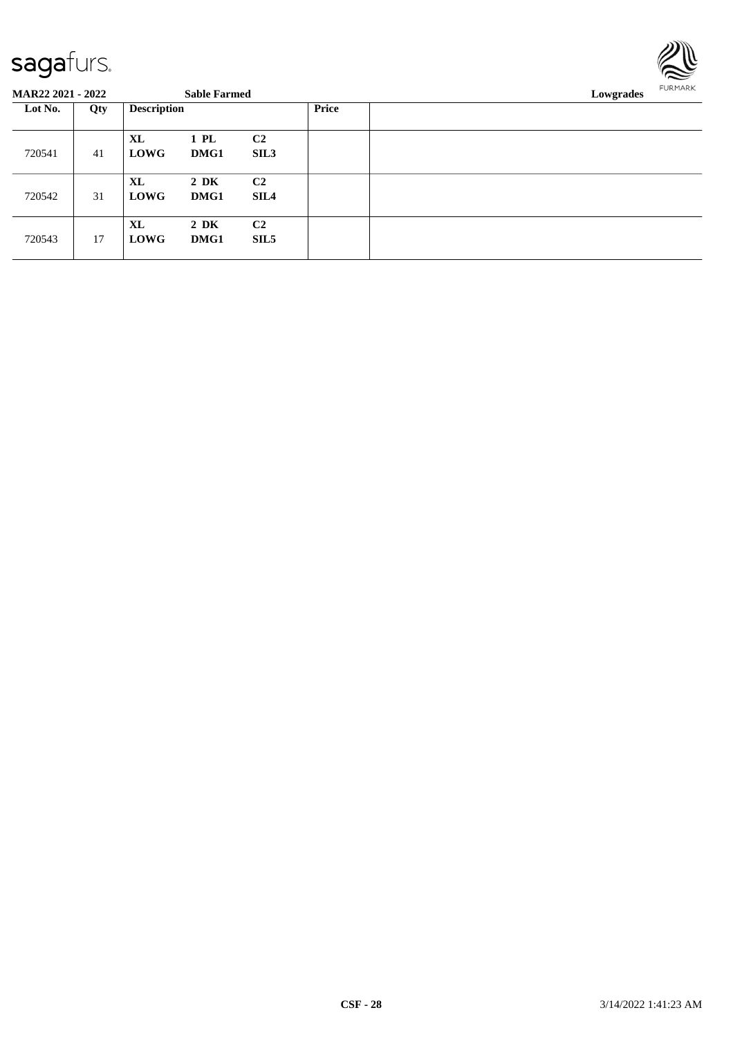**MAR22 2021 - 2022** **Sable Farmed** **Lowgrades**

| Lot No. | Qty | Description | | | Price | |
|---|---|---|---|---|---|---|
| 720541 | 41 | **XL** **LOWG** | **1 PL** **DMG1** | **C2** **SIL3** | | |
| 720542 | 31 | **XL** **LOWG** | **2 DK** **DMG1** | **C2** **SIL4** | | |
| 720543 | 17 | **XL** **LOWG** | **2 DK** **DMG1** | **C2** **SIL5** | | |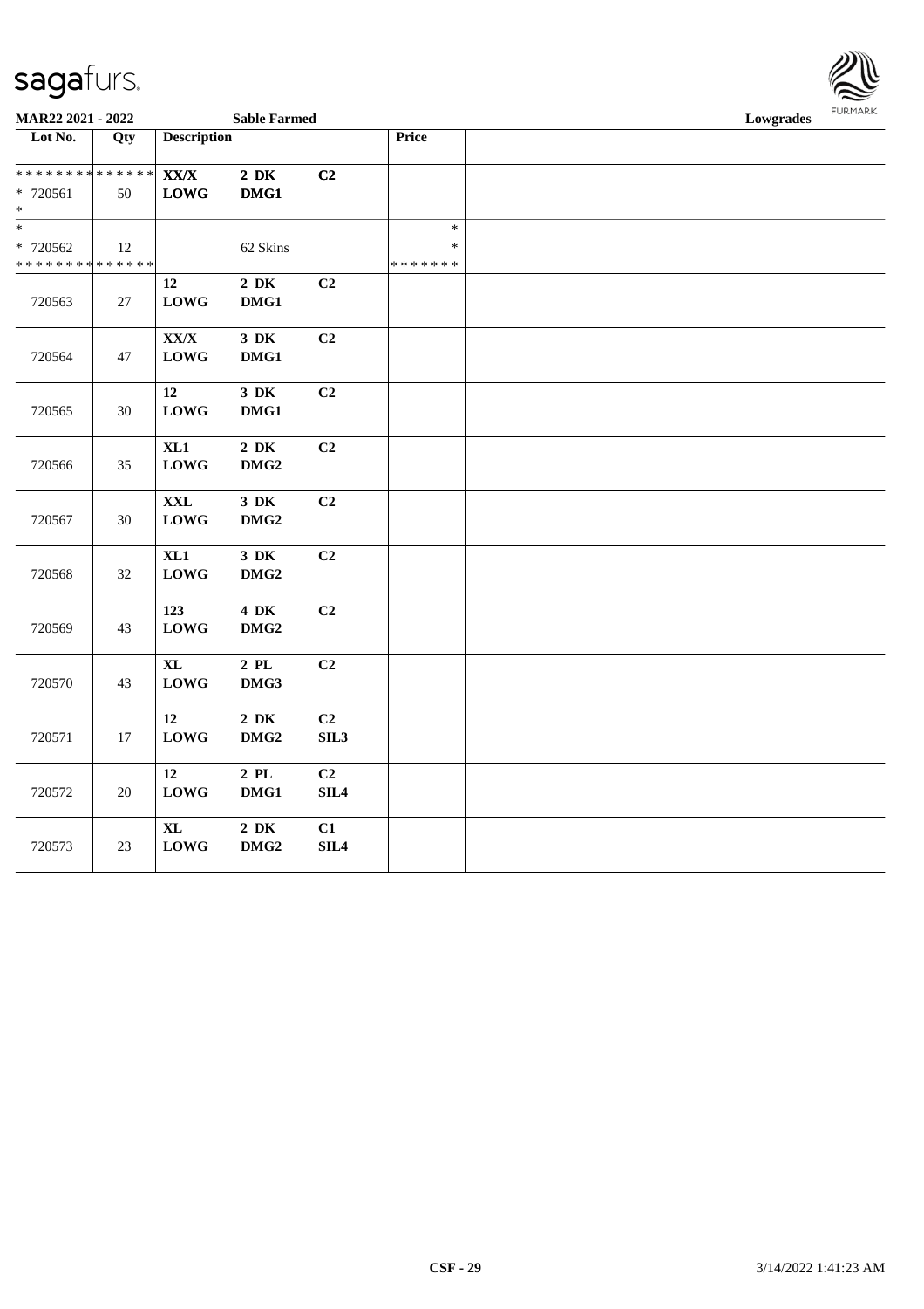| Lot No. | Qty | Description | | | Price | |
|---|---|---|---|---|---|---|
| * * * * * * * * * * * * * * | | XX/X | 2 DK | C2 | | |
| * 720561 | 50 | LOWG | DMG1 | | | |
| * | | | | | | |
| * | | | | | * | |
| * 720562 | 12 | | 62 Skins | | * | |
| * * * * * * * * * * * * * * | | | | | * * * * * * * | |
| | | 12 | 2 DK | C2 | | |
| 720563 | 27 | LOWG | DMG1 | | | |
| | | XX/X | 3 DK | C2 | | |
| 720564 | 47 | LOWG | DMG1 | | | |
| | | 12 | 3 DK | C2 | | |
| 720565 | 30 | LOWG | DMG1 | | | |
| | | XL1 | 2 DK | C2 | | |
| 720566 | 35 | LOWG | DMG2 | | | |
| | | XXL | 3 DK | C2 | | |
| 720567 | 30 | LOWG | DMG2 | | | |
| | | XL1 | 3 DK | C2 | | |
| 720568 | 32 | LOWG | DMG2 | | | |
| | | 123 | 4 DK | C2 | | |
| 720569 | 43 | LOWG | DMG2 | | | |
| | | XL | 2 PL | C2 | | |
| 720570 | 43 | LOWG | DMG3 | | | |
| | | 12 | 2 DK | C2 | | |
| 720571 | 17 | LOWG | DMG2 | SIL3 | | |
| | | 12 | 2 PL | C2 | | |
| 720572 | 20 | LOWG | DMG1 | SIL4 | | |
| | | XL | 2 DK | C1 | | |
| 720573 | 23 | LOWG | DMG2 | SIL4 | | |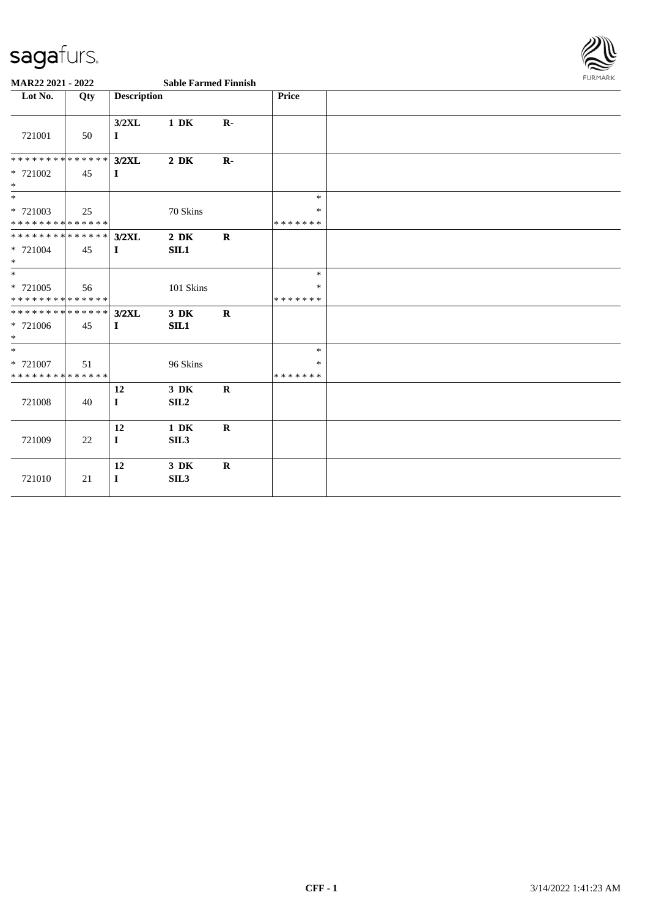**MAR22 2021 - 2022** **Sable Farmed Finnish**

| Lot No. | Qty | Description | | | Price | |
|---|---|---|---|---|---|---|
| 721001 | 50 | 3/2XL I | 1 DK | R- | | |
| * * * * * * * * * * * * * * * 721002 * | 45 | 3/2XL I | 2 DK | R- | | |
| * * 721003 * * * * * * * * * * * * * * | 25 | | 70 Skins | | * * * * * * * * * | |
| * * * * * * * * * * * * * * * 721004 * | 45 | 3/2XL I | 2 DK SIL1 | R | | |
| * * 721005 * * * * * * * * * * * * * * | 56 | | 101 Skins | | * * * * * * * * * | |
| * * * * * * * * * * * * * * * 721006 * | 45 | 3/2XL I | 3 DK SIL1 | R | | |
| * * 721007 * * * * * * * * * * * * * * | 51 | | 96 Skins | | * * * * * * * * * | |
| 721008 | 40 | 12 I | 3 DK SIL2 | R | | |
| 721009 | 22 | 12 I | 1 DK SIL3 | R | | |
| 721010 | 21 | 12 I | 3 DK SIL3 | R | | |